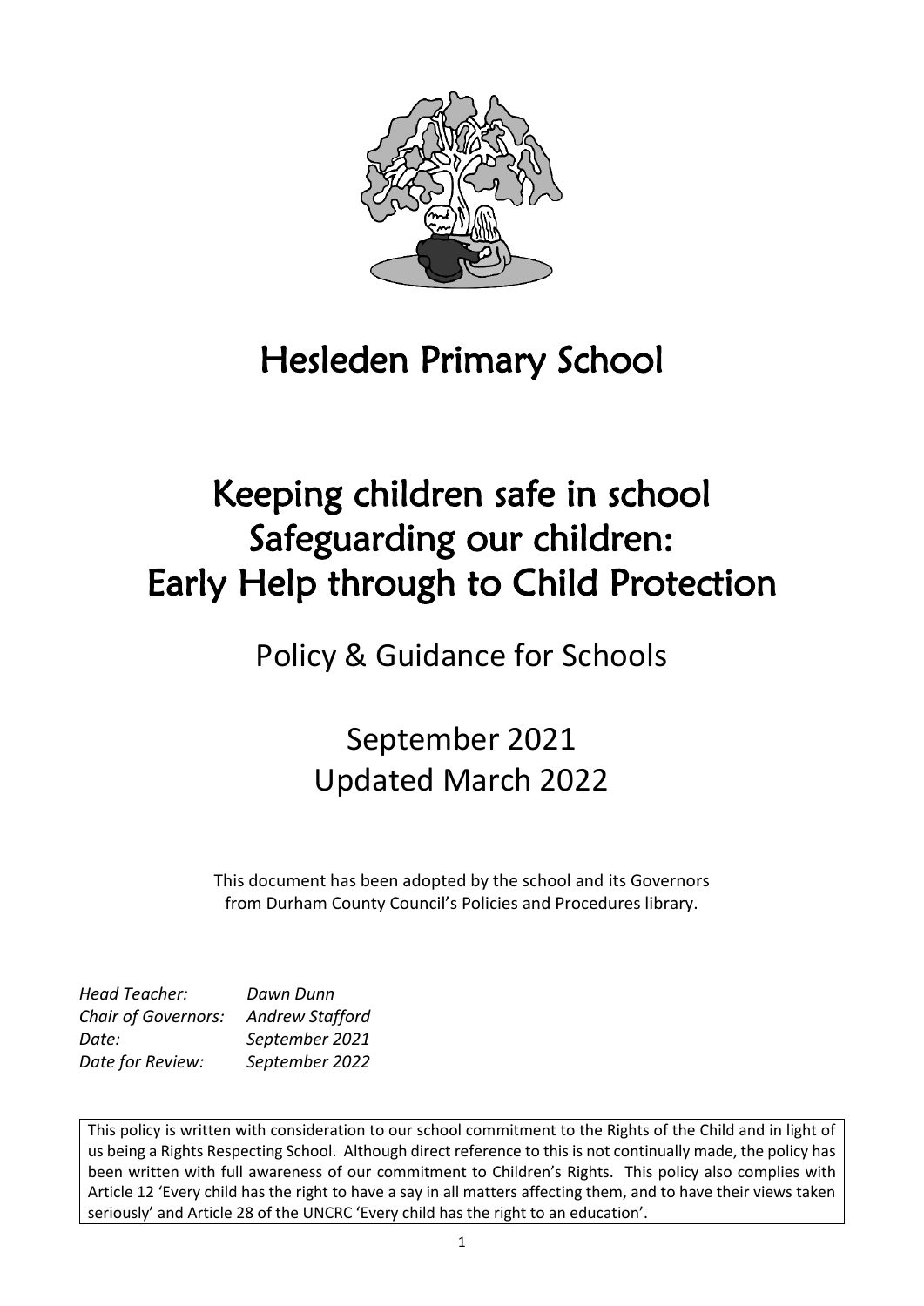# Hesleden Primary School

# Keeping children safe in school
# Safeguarding our children:
# Early Help through to Child Protection

## Policy & Guidance for Schools

## September 2021
## Updated March 2022

This document has been adopted by the school and its Governors from Durham County Council's Policies and Procedures library.

| | |
|---|---|
| *Head Teacher:* | *Dawn Dunn* |
| *Chair of Governors:* | *Andrew Stafford* |
| *Date:* | *September 2021* |
| *Date for Review:* | *September 2022* |

This policy is written with consideration to our school commitment to the Rights of the Child and in light of us being a Rights Respecting School. Although direct reference to this is not continually made, the policy has been written with full awareness of our commitment to Children's Rights. This policy also complies with Article 12 'Every child has the right to have a say in all matters affecting them, and to have their views taken seriously' and Article 28 of the UNCRC 'Every child has the right to an education'.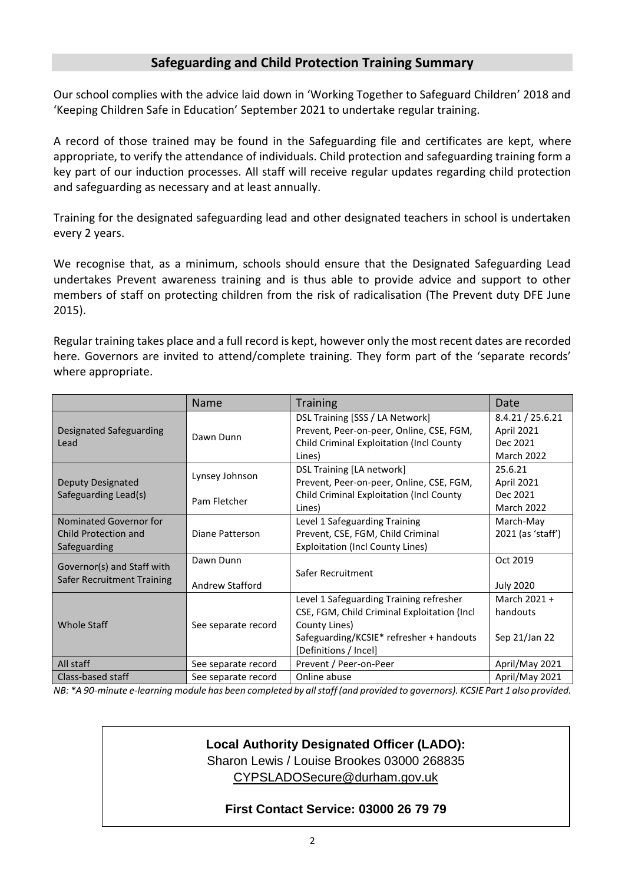## Safeguarding and Child Protection Training Summary

Our school complies with the advice laid down in 'Working Together to Safeguard Children' 2018 and 'Keeping Children Safe in Education' September 2021 to undertake regular training.

A record of those trained may be found in the Safeguarding file and certificates are kept, where appropriate, to verify the attendance of individuals. Child protection and safeguarding training form a key part of our induction processes. All staff will receive regular updates regarding child protection and safeguarding as necessary and at least annually.

Training for the designated safeguarding lead and other designated teachers in school is undertaken every 2 years.

We recognise that, as a minimum, schools should ensure that the Designated Safeguarding Lead undertakes Prevent awareness training and is thus able to provide advice and support to other members of staff on protecting children from the risk of radicalisation (The Prevent duty DFE June 2015).

Regular training takes place and a full record is kept, however only the most recent dates are recorded here. Governors are invited to attend/complete training. They form part of the 'separate records' where appropriate.

| | Name | Training | Date |
|---|---|---|---|
| Designated Safeguarding Lead | Dawn Dunn | DSL Training [SSS / LA Network]<br>Prevent, Peer-on-peer, Online, CSE, FGM, Child Criminal Exploitation (Incl County Lines) | 8.4.21 / 25.6.21<br>April 2021<br>Dec 2021<br>March 2022 |
| Deputy Designated Safeguarding Lead(s) | Lynsey Johnson<br>Pam Fletcher | DSL Training [LA network]<br>Prevent, Peer-on-peer, Online, CSE, FGM, Child Criminal Exploitation (Incl County Lines) | 25.6.21<br>April 2021<br>Dec 2021<br>March 2022 |
| Nominated Governor for Child Protection and Safeguarding | Diane Patterson | Level 1 Safeguarding Training<br>Prevent, CSE, FGM, Child Criminal Exploitation (Incl County Lines) | March-May 2021 (as 'staff') |
| Governor(s) and Staff with Safer Recruitment Training | Dawn Dunn<br>Andrew Stafford | Safer Recruitment | Oct 2019<br>July 2020 |
| Whole Staff | See separate record | Level 1 Safeguarding Training refresher<br>CSE, FGM, Child Criminal Exploitation (Incl County Lines)<br>Safeguarding/KCSIE* refresher + handouts [Definitions / Incel] | March 2021 + handouts<br>Sep 21/Jan 22 |
| All staff | See separate record | Prevent / Peer-on-Peer | April/May 2021 |
| Class-based staff | See separate record | Online abuse | April/May 2021 |

*NB: *A 90-minute e-learning module has been completed by all staff (and provided to governors). KCSIE Part 1 also provided.*

**Local Authority Designated Officer (LADO):**
Sharon Lewis / Louise Brookes 03000 268835
CYPSLADOSecure@durham.gov.uk

**First Contact Service: 03000 26 79 79**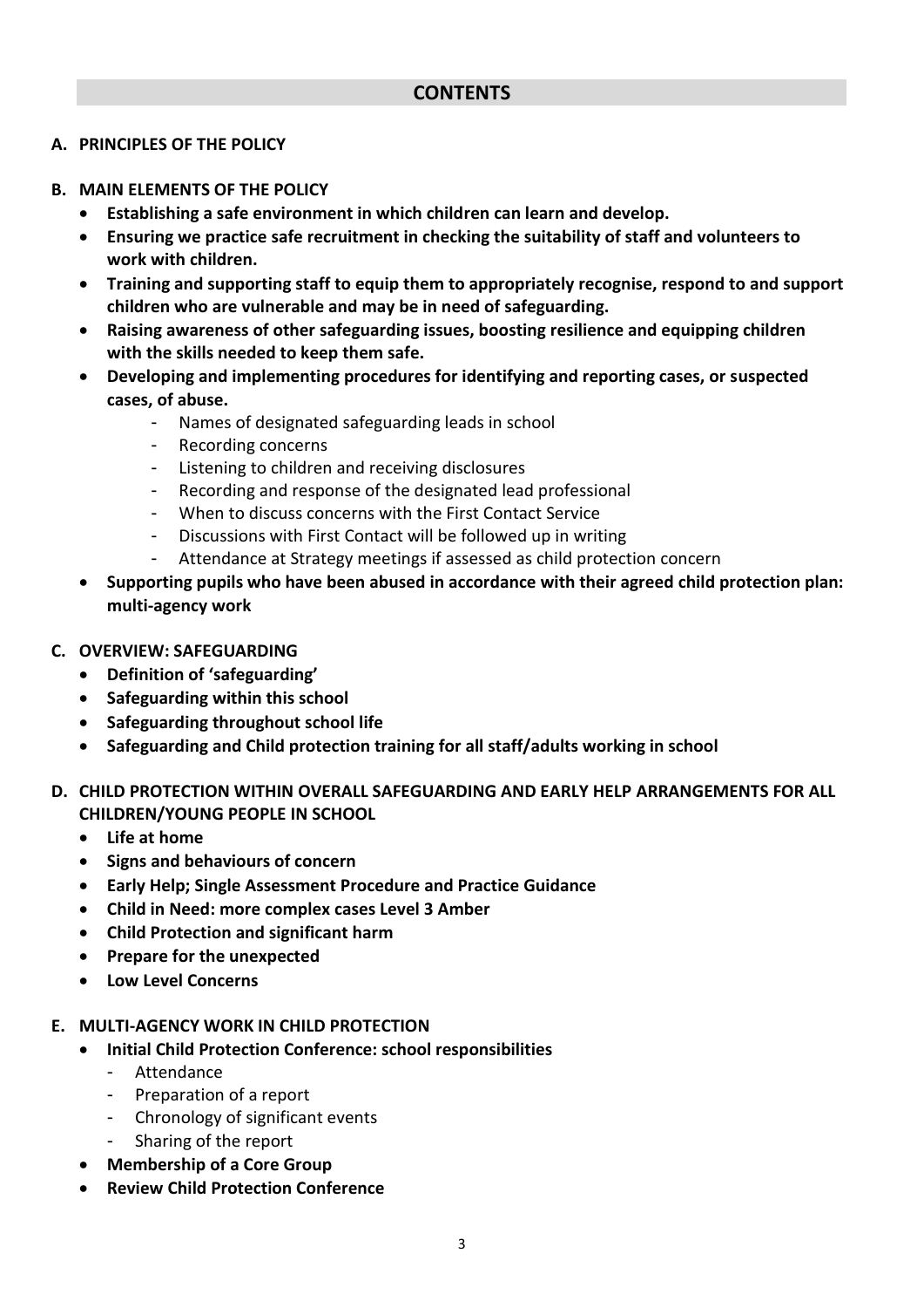## CONTENTS

**A. PRINCIPLES OF THE POLICY**

**B. MAIN ELEMENTS OF THE POLICY**

- **Establishing a safe environment in which children can learn and develop.**
- **Ensuring we practice safe recruitment in checking the suitability of staff and volunteers to work with children.**
- **Training and supporting staff to equip them to appropriately recognise, respond to and support children who are vulnerable and may be in need of safeguarding.**
- **Raising awareness of other safeguarding issues, boosting resilience and equipping children with the skills needed to keep them safe.**
- **Developing and implementing procedures for identifying and reporting cases, or suspected cases, of abuse.**
  - Names of designated safeguarding leads in school
  - Recording concerns
  - Listening to children and receiving disclosures
  - Recording and response of the designated lead professional
  - When to discuss concerns with the First Contact Service
  - Discussions with First Contact will be followed up in writing
  - Attendance at Strategy meetings if assessed as child protection concern
- **Supporting pupils who have been abused in accordance with their agreed child protection plan: multi-agency work**

**C. OVERVIEW: SAFEGUARDING**

- **Definition of 'safeguarding'**
- **Safeguarding within this school**
- **Safeguarding throughout school life**
- **Safeguarding and Child protection training for all staff/adults working in school**

**D. CHILD PROTECTION WITHIN OVERALL SAFEGUARDING AND EARLY HELP ARRANGEMENTS FOR ALL CHILDREN/YOUNG PEOPLE IN SCHOOL**

- **Life at home**
- **Signs and behaviours of concern**
- **Early Help; Single Assessment Procedure and Practice Guidance**
- **Child in Need: more complex cases Level 3 Amber**
- **Child Protection and significant harm**
- **Prepare for the unexpected**
- **Low Level Concerns**

**E. MULTI-AGENCY WORK IN CHILD PROTECTION**

- **Initial Child Protection Conference: school responsibilities**
  - Attendance
  - Preparation of a report
  - Chronology of significant events
  - Sharing of the report
- **Membership of a Core Group**
- **Review Child Protection Conference**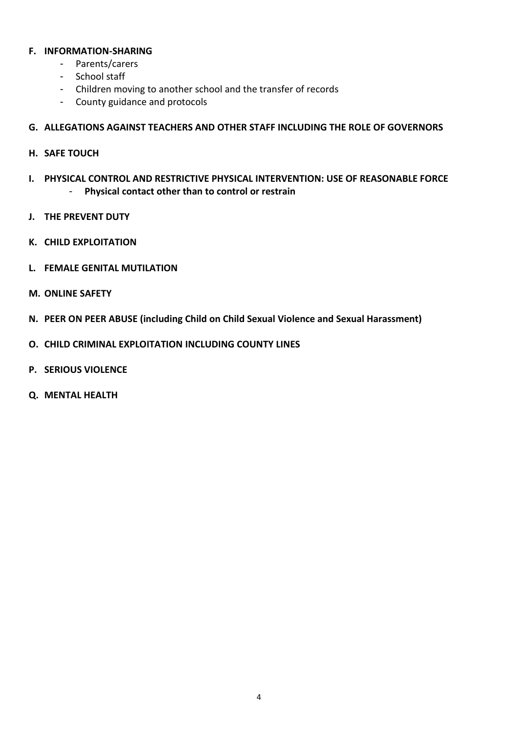**F. INFORMATION-SHARING**

- Parents/carers
- School staff
- Children moving to another school and the transfer of records
- County guidance and protocols

**G. ALLEGATIONS AGAINST TEACHERS AND OTHER STAFF INCLUDING THE ROLE OF GOVERNORS**

**H. SAFE TOUCH**

**I. PHYSICAL CONTROL AND RESTRICTIVE PHYSICAL INTERVENTION: USE OF REASONABLE FORCE**

- **Physical contact other than to control or restrain**

**J. THE PREVENT DUTY**

**K. CHILD EXPLOITATION**

**L. FEMALE GENITAL MUTILATION**

**M. ONLINE SAFETY**

**N. PEER ON PEER ABUSE (including Child on Child Sexual Violence and Sexual Harassment)**

**O. CHILD CRIMINAL EXPLOITATION INCLUDING COUNTY LINES**

**P. SERIOUS VIOLENCE**

**Q. MENTAL HEALTH**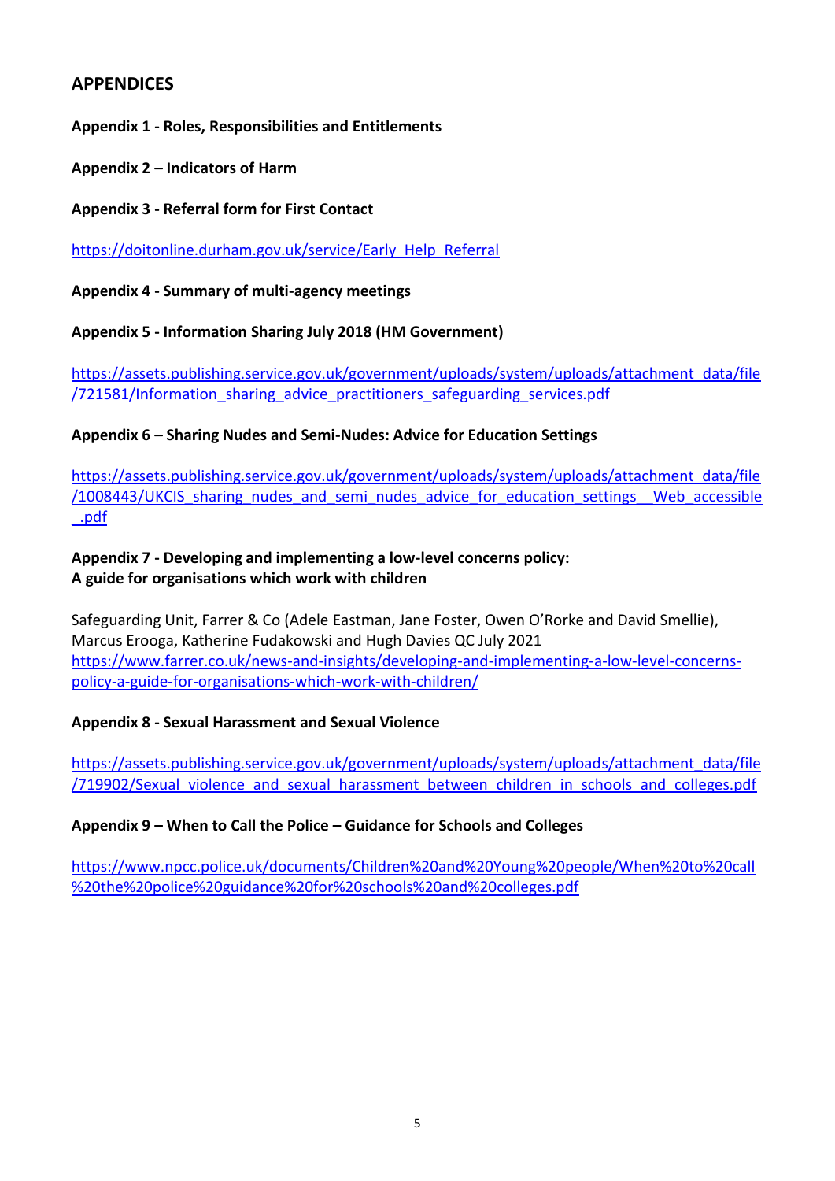## APPENDICES

**Appendix 1 - Roles, Responsibilities and Entitlements**

**Appendix 2 – Indicators of Harm**

**Appendix 3 - Referral form for First Contact**

https://doitonline.durham.gov.uk/service/Early_Help_Referral

**Appendix 4 - Summary of multi-agency meetings**

**Appendix 5 - Information Sharing July 2018 (HM Government)**

https://assets.publishing.service.gov.uk/government/uploads/system/uploads/attachment_data/file/721581/Information_sharing_advice_practitioners_safeguarding_services.pdf

**Appendix 6 – Sharing Nudes and Semi-Nudes: Advice for Education Settings**

https://assets.publishing.service.gov.uk/government/uploads/system/uploads/attachment_data/file/1008443/UKCIS_sharing_nudes_and_semi_nudes_advice_for_education_settings__Web_accessible_.pdf

**Appendix 7 - Developing and implementing a low-level concerns policy:**
**A guide for organisations which work with children**

Safeguarding Unit, Farrer & Co (Adele Eastman, Jane Foster, Owen O'Rorke and David Smellie), Marcus Erooga, Katherine Fudakowski and Hugh Davies QC July 2021
https://www.farrer.co.uk/news-and-insights/developing-and-implementing-a-low-level-concerns-policy-a-guide-for-organisations-which-work-with-children/

**Appendix 8 - Sexual Harassment and Sexual Violence**

https://assets.publishing.service.gov.uk/government/uploads/system/uploads/attachment_data/file/719902/Sexual_violence_and_sexual_harassment_between_children_in_schools_and_colleges.pdf

**Appendix 9 – When to Call the Police – Guidance for Schools and Colleges**

https://www.npcc.police.uk/documents/Children%20and%20Young%20people/When%20to%20call%20the%20police%20guidance%20for%20schools%20and%20colleges.pdf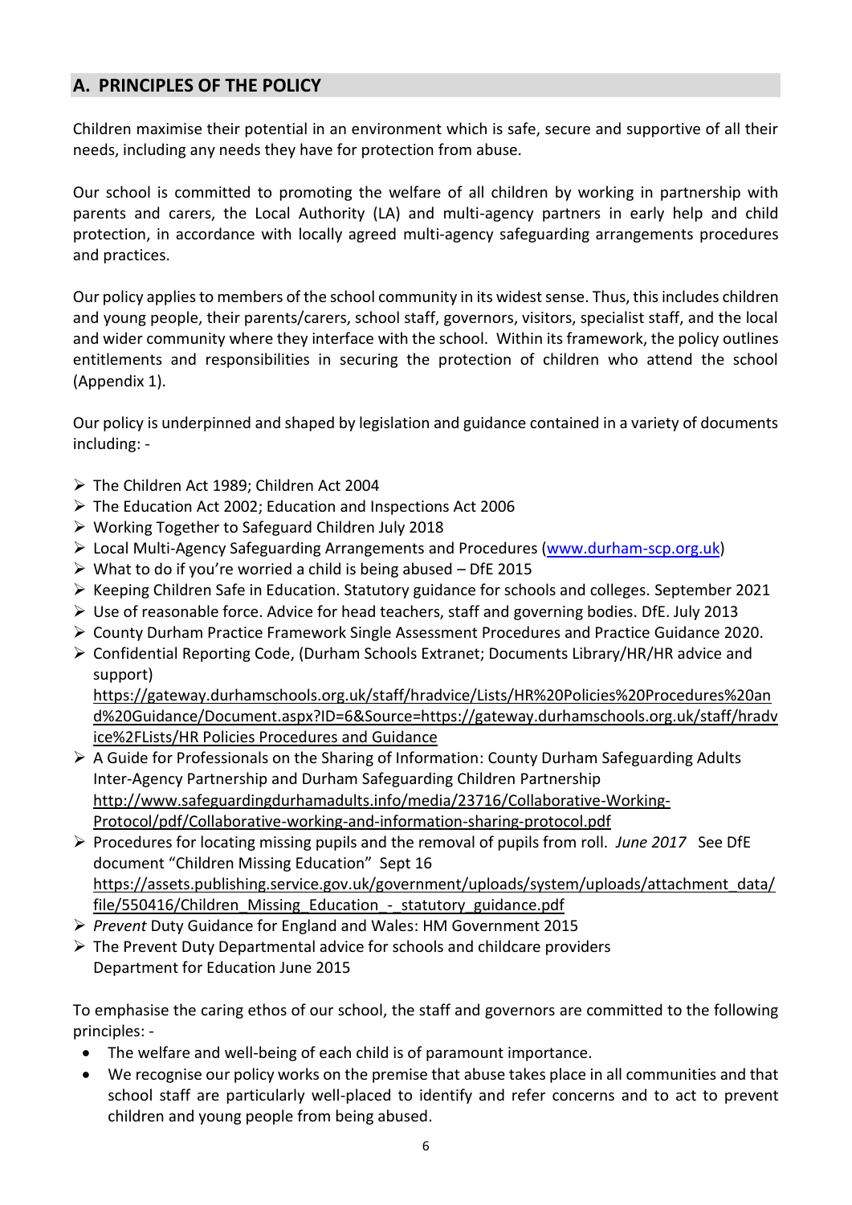## A. PRINCIPLES OF THE POLICY

Children maximise their potential in an environment which is safe, secure and supportive of all their needs, including any needs they have for protection from abuse.

Our school is committed to promoting the welfare of all children by working in partnership with parents and carers, the Local Authority (LA) and multi-agency partners in early help and child protection, in accordance with locally agreed multi-agency safeguarding arrangements procedures and practices.

Our policy applies to members of the school community in its widest sense. Thus, this includes children and young people, their parents/carers, school staff, governors, visitors, specialist staff, and the local and wider community where they interface with the school. Within its framework, the policy outlines entitlements and responsibilities in securing the protection of children who attend the school (Appendix 1).

Our policy is underpinned and shaped by legislation and guidance contained in a variety of documents including: -

- The Children Act 1989; Children Act 2004
- The Education Act 2002; Education and Inspections Act 2006
- Working Together to Safeguard Children July 2018
- Local Multi-Agency Safeguarding Arrangements and Procedures ([www.durham-scp.org.uk](www.durham-scp.org.uk))
- What to do if you're worried a child is being abused – DfE 2015
- Keeping Children Safe in Education. Statutory guidance for schools and colleges. September 2021
- Use of reasonable force. Advice for head teachers, staff and governing bodies. DfE. July 2013
- County Durham Practice Framework Single Assessment Procedures and Practice Guidance 2020.
- Confidential Reporting Code, (Durham Schools Extranet; Documents Library/HR/HR advice and support)
  https://gateway.durhamschools.org.uk/staff/hradvice/Lists/HR%20Policies%20Procedures%20and%20Guidance/Document.aspx?ID=6&Source=https://gateway.durhamschools.org.uk/staff/hradvice%2FLists/HR Policies Procedures and Guidance
- A Guide for Professionals on the Sharing of Information: County Durham Safeguarding Adults Inter-Agency Partnership and Durham Safeguarding Children Partnership
  http://www.safeguardingdurhamadults.info/media/23716/Collaborative-Working-Protocol/pdf/Collaborative-working-and-information-sharing-protocol.pdf
- Procedures for locating missing pupils and the removal of pupils from roll. *June 2017* See DfE document "Children Missing Education" Sept 16
  https://assets.publishing.service.gov.uk/government/uploads/system/uploads/attachment_data/file/550416/Children_Missing_Education_-_statutory_guidance.pdf
- *Prevent* Duty Guidance for England and Wales: HM Government 2015
- The Prevent Duty Departmental advice for schools and childcare providers Department for Education June 2015

To emphasise the caring ethos of our school, the staff and governors are committed to the following principles: -

- The welfare and well-being of each child is of paramount importance.
- We recognise our policy works on the premise that abuse takes place in all communities and that school staff are particularly well-placed to identify and refer concerns and to act to prevent children and young people from being abused.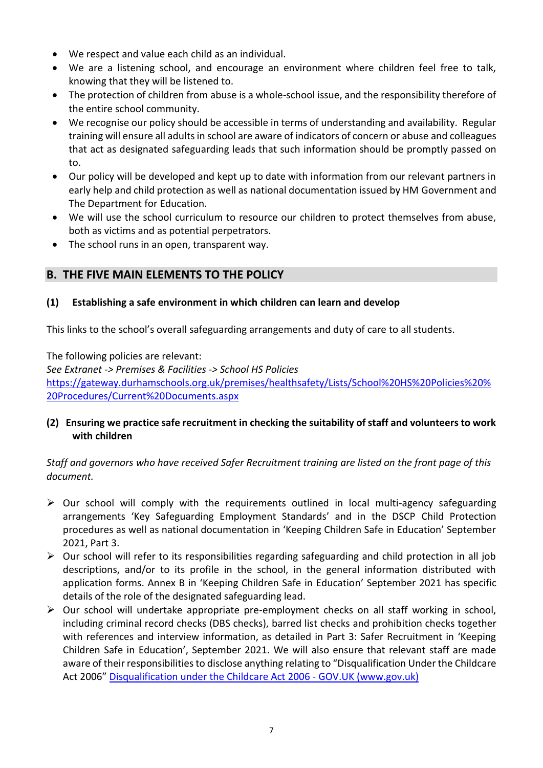- We respect and value each child as an individual.
- We are a listening school, and encourage an environment where children feel free to talk, knowing that they will be listened to.
- The protection of children from abuse is a whole-school issue, and the responsibility therefore of the entire school community.
- We recognise our policy should be accessible in terms of understanding and availability. Regular training will ensure all adults in school are aware of indicators of concern or abuse and colleagues that act as designated safeguarding leads that such information should be promptly passed on to.
- Our policy will be developed and kept up to date with information from our relevant partners in early help and child protection as well as national documentation issued by HM Government and The Department for Education.
- We will use the school curriculum to resource our children to protect themselves from abuse, both as victims and as potential perpetrators.
- The school runs in an open, transparent way.

## B. THE FIVE MAIN ELEMENTS TO THE POLICY

### (1) Establishing a safe environment in which children can learn and develop

This links to the school's overall safeguarding arrangements and duty of care to all students.

The following policies are relevant:
*See Extranet -> Premises & Facilities -> School HS Policies*
[https://gateway.durhamschools.org.uk/premises/healthsafety/Lists/School%20HS%20Policies%20%20Procedures/Current%20Documents.aspx](https://gateway.durhamschools.org.uk/premises/healthsafety/Lists/School%20HS%20Policies%20%20Procedures/Current%20Documents.aspx)

### (2) Ensuring we practice safe recruitment in checking the suitability of staff and volunteers to work with children

*Staff and governors who have received Safer Recruitment training are listed on the front page of this document.*

- Our school will comply with the requirements outlined in local multi-agency safeguarding arrangements 'Key Safeguarding Employment Standards' and in the DSCP Child Protection procedures as well as national documentation in 'Keeping Children Safe in Education' September 2021, Part 3.
- Our school will refer to its responsibilities regarding safeguarding and child protection in all job descriptions, and/or to its profile in the school, in the general information distributed with application forms. Annex B in 'Keeping Children Safe in Education' September 2021 has specific details of the role of the designated safeguarding lead.
- Our school will undertake appropriate pre-employment checks on all staff working in school, including criminal record checks (DBS checks), barred list checks and prohibition checks together with references and interview information, as detailed in Part 3: Safer Recruitment in 'Keeping Children Safe in Education', September 2021. We will also ensure that relevant staff are made aware of their responsibilities to disclose anything relating to "Disqualification Under the Childcare Act 2006" [Disqualification under the Childcare Act 2006 - GOV.UK (www.gov.uk)]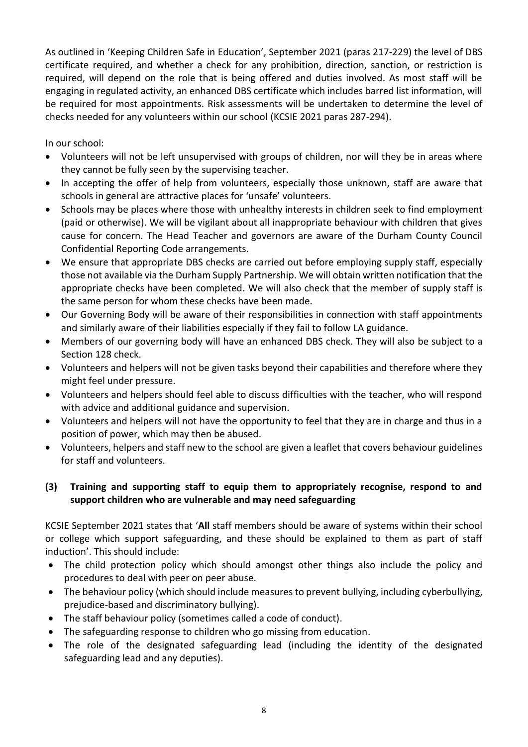As outlined in 'Keeping Children Safe in Education', September 2021 (paras 217-229) the level of DBS certificate required, and whether a check for any prohibition, direction, sanction, or restriction is required, will depend on the role that is being offered and duties involved. As most staff will be engaging in regulated activity, an enhanced DBS certificate which includes barred list information, will be required for most appointments. Risk assessments will be undertaken to determine the level of checks needed for any volunteers within our school (KCSIE 2021 paras 287-294).

In our school:

- Volunteers will not be left unsupervised with groups of children, nor will they be in areas where they cannot be fully seen by the supervising teacher.
- In accepting the offer of help from volunteers, especially those unknown, staff are aware that schools in general are attractive places for 'unsafe' volunteers.
- Schools may be places where those with unhealthy interests in children seek to find employment (paid or otherwise). We will be vigilant about all inappropriate behaviour with children that gives cause for concern. The Head Teacher and governors are aware of the Durham County Council Confidential Reporting Code arrangements.
- We ensure that appropriate DBS checks are carried out before employing supply staff, especially those not available via the Durham Supply Partnership. We will obtain written notification that the appropriate checks have been completed. We will also check that the member of supply staff is the same person for whom these checks have been made.
- Our Governing Body will be aware of their responsibilities in connection with staff appointments and similarly aware of their liabilities especially if they fail to follow LA guidance.
- Members of our governing body will have an enhanced DBS check. They will also be subject to a Section 128 check.
- Volunteers and helpers will not be given tasks beyond their capabilities and therefore where they might feel under pressure.
- Volunteers and helpers should feel able to discuss difficulties with the teacher, who will respond with advice and additional guidance and supervision.
- Volunteers and helpers will not have the opportunity to feel that they are in charge and thus in a position of power, which may then be abused.
- Volunteers, helpers and staff new to the school are given a leaflet that covers behaviour guidelines for staff and volunteers.

## (3) Training and supporting staff to equip them to appropriately recognise, respond to and support children who are vulnerable and may need safeguarding

KCSIE September 2021 states that '**All** staff members should be aware of systems within their school or college which support safeguarding, and these should be explained to them as part of staff induction'. This should include:

- The child protection policy which should amongst other things also include the policy and procedures to deal with peer on peer abuse.
- The behaviour policy (which should include measures to prevent bullying, including cyberbullying, prejudice-based and discriminatory bullying).
- The staff behaviour policy (sometimes called a code of conduct).
- The safeguarding response to children who go missing from education.
- The role of the designated safeguarding lead (including the identity of the designated safeguarding lead and any deputies).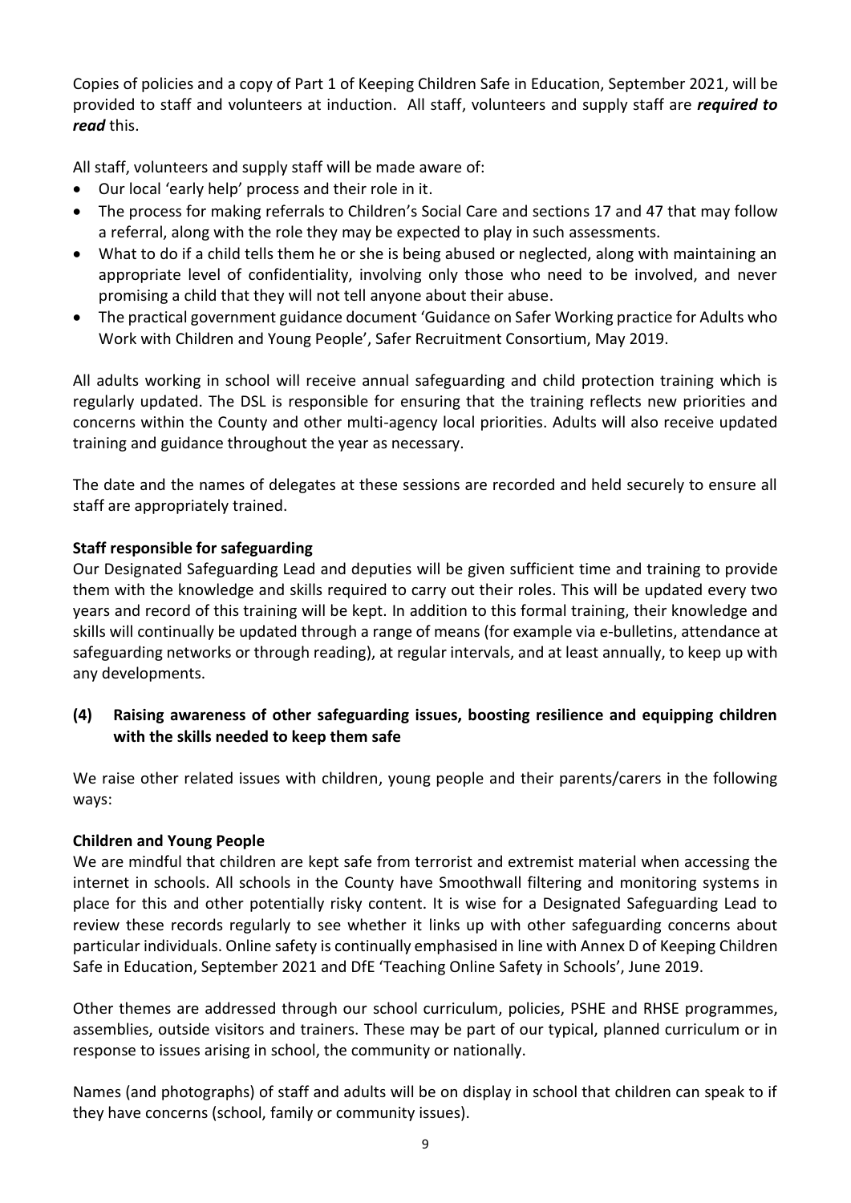Copies of policies and a copy of Part 1 of Keeping Children Safe in Education, September 2021, will be provided to staff and volunteers at induction. All staff, volunteers and supply staff are ***required to read*** this.

All staff, volunteers and supply staff will be made aware of:

- Our local 'early help' process and their role in it.
- The process for making referrals to Children's Social Care and sections 17 and 47 that may follow a referral, along with the role they may be expected to play in such assessments.
- What to do if a child tells them he or she is being abused or neglected, along with maintaining an appropriate level of confidentiality, involving only those who need to be involved, and never promising a child that they will not tell anyone about their abuse.
- The practical government guidance document 'Guidance on Safer Working practice for Adults who Work with Children and Young People', Safer Recruitment Consortium, May 2019.

All adults working in school will receive annual safeguarding and child protection training which is regularly updated. The DSL is responsible for ensuring that the training reflects new priorities and concerns within the County and other multi-agency local priorities. Adults will also receive updated training and guidance throughout the year as necessary.

The date and the names of delegates at these sessions are recorded and held securely to ensure all staff are appropriately trained.

**Staff responsible for safeguarding**

Our Designated Safeguarding Lead and deputies will be given sufficient time and training to provide them with the knowledge and skills required to carry out their roles. This will be updated every two years and record of this training will be kept. In addition to this formal training, their knowledge and skills will continually be updated through a range of means (for example via e-bulletins, attendance at safeguarding networks or through reading), at regular intervals, and at least annually, to keep up with any developments.

**(4) Raising awareness of other safeguarding issues, boosting resilience and equipping children with the skills needed to keep them safe**

We raise other related issues with children, young people and their parents/carers in the following ways:

**Children and Young People**

We are mindful that children are kept safe from terrorist and extremist material when accessing the internet in schools. All schools in the County have Smoothwall filtering and monitoring systems in place for this and other potentially risky content. It is wise for a Designated Safeguarding Lead to review these records regularly to see whether it links up with other safeguarding concerns about particular individuals. Online safety is continually emphasised in line with Annex D of Keeping Children Safe in Education, September 2021 and DfE 'Teaching Online Safety in Schools', June 2019.

Other themes are addressed through our school curriculum, policies, PSHE and RHSE programmes, assemblies, outside visitors and trainers. These may be part of our typical, planned curriculum or in response to issues arising in school, the community or nationally.

Names (and photographs) of staff and adults will be on display in school that children can speak to if they have concerns (school, family or community issues).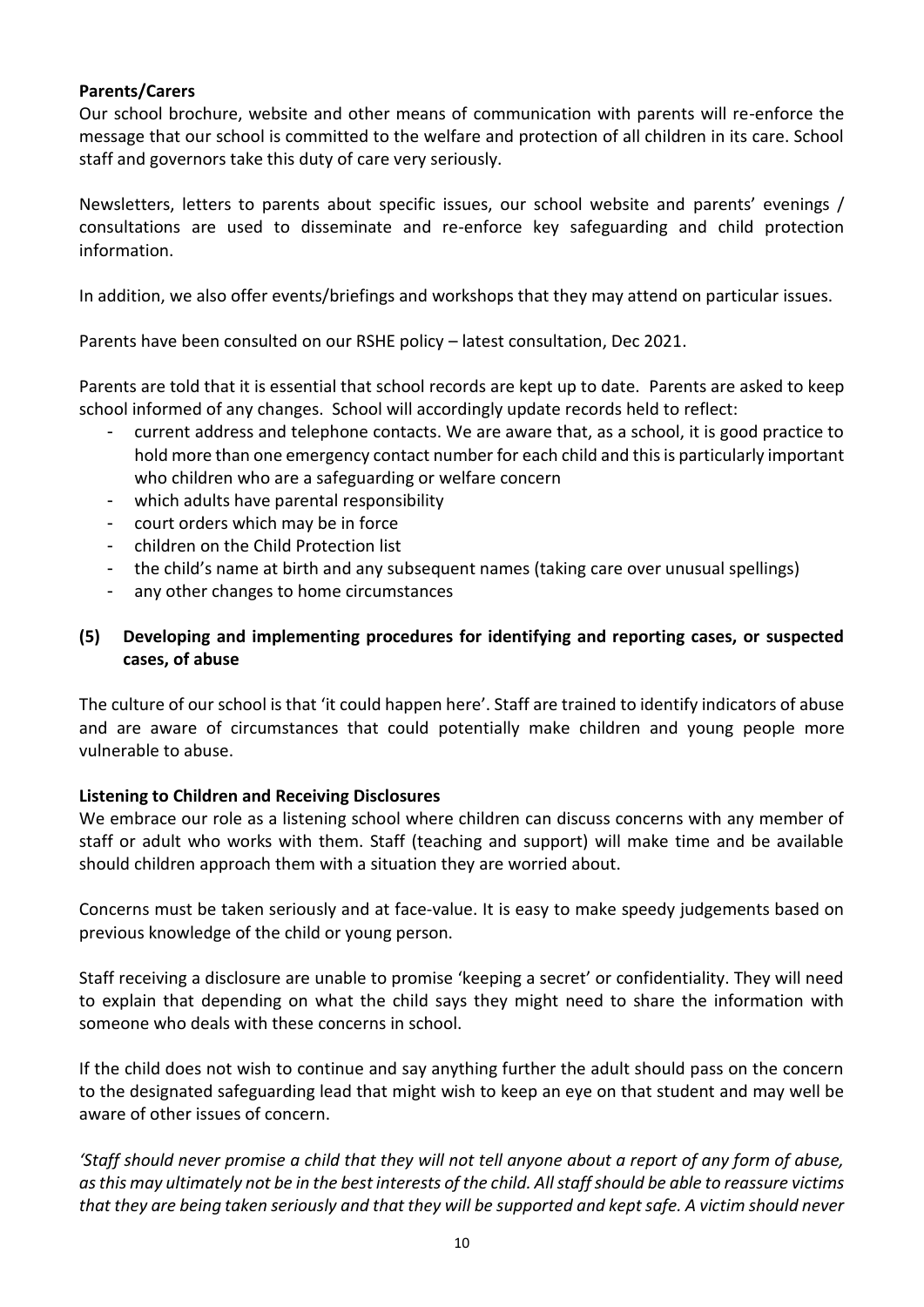**Parents/Carers**

Our school brochure, website and other means of communication with parents will re-enforce the message that our school is committed to the welfare and protection of all children in its care. School staff and governors take this duty of care very seriously.

Newsletters, letters to parents about specific issues, our school website and parents' evenings / consultations are used to disseminate and re-enforce key safeguarding and child protection information.

In addition, we also offer events/briefings and workshops that they may attend on particular issues.

Parents have been consulted on our RSHE policy – latest consultation, Dec 2021.

Parents are told that it is essential that school records are kept up to date. Parents are asked to keep school informed of any changes. School will accordingly update records held to reflect:

- current address and telephone contacts. We are aware that, as a school, it is good practice to hold more than one emergency contact number for each child and this is particularly important who children who are a safeguarding or welfare concern
- which adults have parental responsibility
- court orders which may be in force
- children on the Child Protection list
- the child's name at birth and any subsequent names (taking care over unusual spellings)
- any other changes to home circumstances

## (5) Developing and implementing procedures for identifying and reporting cases, or suspected cases, of abuse

The culture of our school is that 'it could happen here'. Staff are trained to identify indicators of abuse and are aware of circumstances that could potentially make children and young people more vulnerable to abuse.

**Listening to Children and Receiving Disclosures**

We embrace our role as a listening school where children can discuss concerns with any member of staff or adult who works with them. Staff (teaching and support) will make time and be available should children approach them with a situation they are worried about.

Concerns must be taken seriously and at face-value. It is easy to make speedy judgements based on previous knowledge of the child or young person.

Staff receiving a disclosure are unable to promise 'keeping a secret' or confidentiality. They will need to explain that depending on what the child says they might need to share the information with someone who deals with these concerns in school.

If the child does not wish to continue and say anything further the adult should pass on the concern to the designated safeguarding lead that might wish to keep an eye on that student and may well be aware of other issues of concern.

*'Staff should never promise a child that they will not tell anyone about a report of any form of abuse, as this may ultimately not be in the best interests of the child. All staff should be able to reassure victims that they are being taken seriously and that they will be supported and kept safe. A victim should never*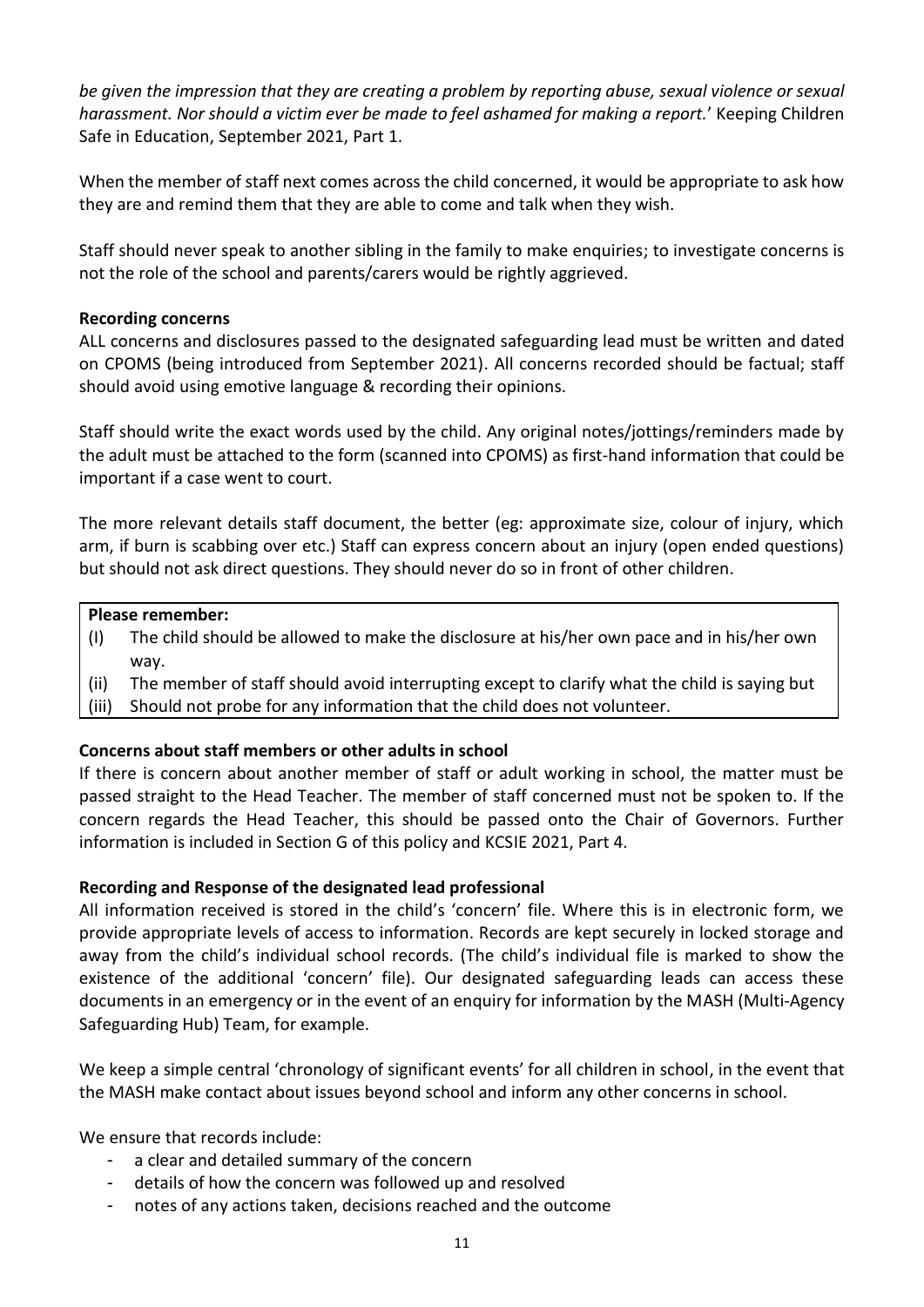*be given the impression that they are creating a problem by reporting abuse, sexual violence or sexual harassment. Nor should a victim ever be made to feel ashamed for making a report.*' Keeping Children Safe in Education, September 2021, Part 1.

When the member of staff next comes across the child concerned, it would be appropriate to ask how they are and remind them that they are able to come and talk when they wish.

Staff should never speak to another sibling in the family to make enquiries; to investigate concerns is not the role of the school and parents/carers would be rightly aggrieved.

**Recording concerns**

ALL concerns and disclosures passed to the designated safeguarding lead must be written and dated on CPOMS (being introduced from September 2021). All concerns recorded should be factual; staff should avoid using emotive language & recording their opinions.

Staff should write the exact words used by the child. Any original notes/jottings/reminders made by the adult must be attached to the form (scanned into CPOMS) as first-hand information that could be important if a case went to court.

The more relevant details staff document, the better (eg: approximate size, colour of injury, which arm, if burn is scabbing over etc.) Staff can express concern about an injury (open ended questions) but should not ask direct questions. They should never do so in front of other children.

**Please remember:**

(I) The child should be allowed to make the disclosure at his/her own pace and in his/her own way.
(ii) The member of staff should avoid interrupting except to clarify what the child is saying but
(iii) Should not probe for any information that the child does not volunteer.

**Concerns about staff members or other adults in school**

If there is concern about another member of staff or adult working in school, the matter must be passed straight to the Head Teacher. The member of staff concerned must not be spoken to. If the concern regards the Head Teacher, this should be passed onto the Chair of Governors. Further information is included in Section G of this policy and KCSIE 2021, Part 4.

**Recording and Response of the designated lead professional**

All information received is stored in the child's 'concern' file. Where this is in electronic form, we provide appropriate levels of access to information. Records are kept securely in locked storage and away from the child's individual school records. (The child's individual file is marked to show the existence of the additional 'concern' file). Our designated safeguarding leads can access these documents in an emergency or in the event of an enquiry for information by the MASH (Multi-Agency Safeguarding Hub) Team, for example.

We keep a simple central 'chronology of significant events' for all children in school, in the event that the MASH make contact about issues beyond school and inform any other concerns in school.

We ensure that records include:

- a clear and detailed summary of the concern
- details of how the concern was followed up and resolved
- notes of any actions taken, decisions reached and the outcome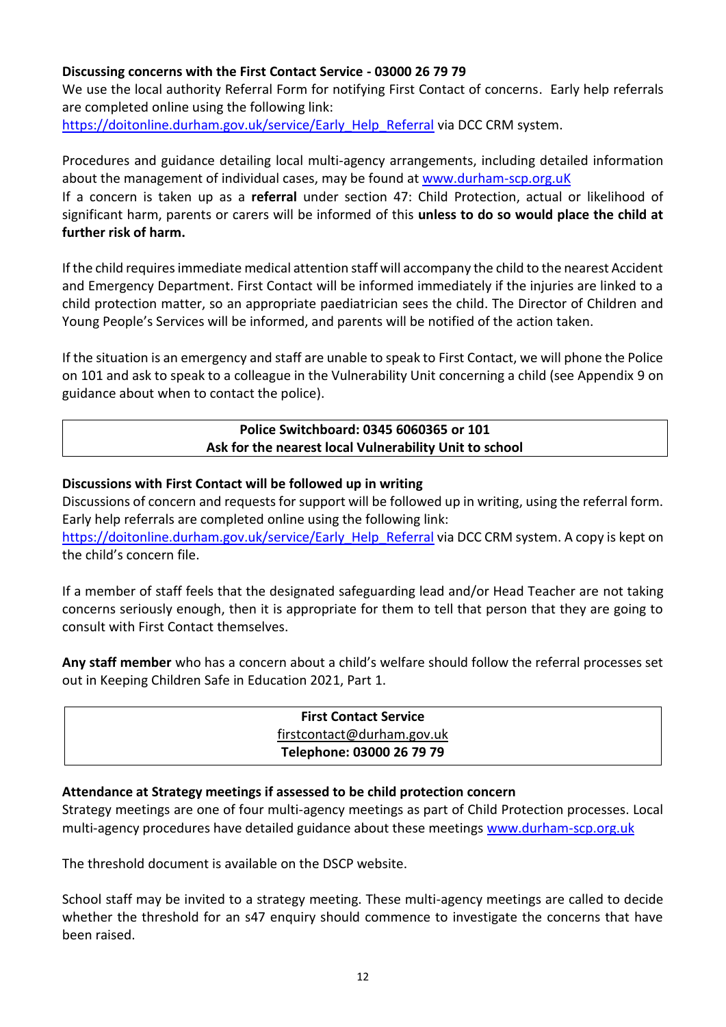**Discussing concerns with the First Contact Service - 03000 26 79 79**

We use the local authority Referral Form for notifying First Contact of concerns. Early help referrals are completed online using the following link:
https://doitonline.durham.gov.uk/service/Early_Help_Referral via DCC CRM system.

Procedures and guidance detailing local multi-agency arrangements, including detailed information about the management of individual cases, may be found at www.durham-scp.org.uK

If a concern is taken up as a **referral** under section 47: Child Protection, actual or likelihood of significant harm, parents or carers will be informed of this **unless to do so would place the child at further risk of harm.**

If the child requires immediate medical attention staff will accompany the child to the nearest Accident and Emergency Department. First Contact will be informed immediately if the injuries are linked to a child protection matter, so an appropriate paediatrician sees the child. The Director of Children and Young People's Services will be informed, and parents will be notified of the action taken.

If the situation is an emergency and staff are unable to speak to First Contact, we will phone the Police on 101 and ask to speak to a colleague in the Vulnerability Unit concerning a child (see Appendix 9 on guidance about when to contact the police).

| **Police Switchboard: 0345 6060365 or 101**<br>**Ask for the nearest local Vulnerability Unit to school** |
|---|

**Discussions with First Contact will be followed up in writing**

Discussions of concern and requests for support will be followed up in writing, using the referral form. Early help referrals are completed online using the following link:
https://doitonline.durham.gov.uk/service/Early_Help_Referral via DCC CRM system. A copy is kept on the child's concern file.

If a member of staff feels that the designated safeguarding lead and/or Head Teacher are not taking concerns seriously enough, then it is appropriate for them to tell that person that they are going to consult with First Contact themselves.

**Any staff member** who has a concern about a child's welfare should follow the referral processes set out in Keeping Children Safe in Education 2021, Part 1.

| **First Contact Service**<br>firstcontact@durham.gov.uk<br>**Telephone: 03000 26 79 79** |
|---|

**Attendance at Strategy meetings if assessed to be child protection concern**

Strategy meetings are one of four multi-agency meetings as part of Child Protection processes. Local multi-agency procedures have detailed guidance about these meetings www.durham-scp.org.uk

The threshold document is available on the DSCP website.

School staff may be invited to a strategy meeting. These multi-agency meetings are called to decide whether the threshold for an s47 enquiry should commence to investigate the concerns that have been raised.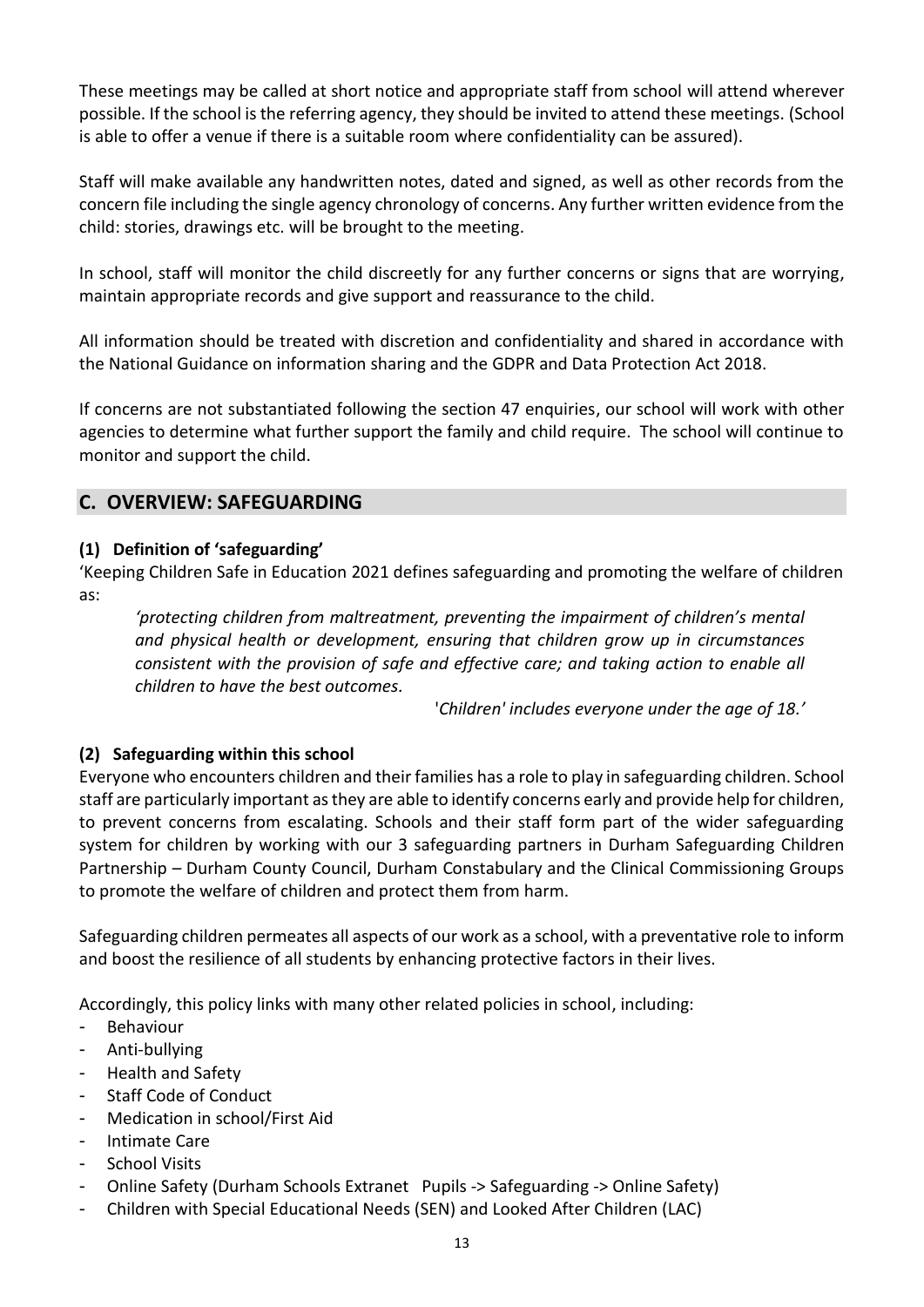These meetings may be called at short notice and appropriate staff from school will attend wherever possible. If the school is the referring agency, they should be invited to attend these meetings. (School is able to offer a venue if there is a suitable room where confidentiality can be assured).

Staff will make available any handwritten notes, dated and signed, as well as other records from the concern file including the single agency chronology of concerns. Any further written evidence from the child: stories, drawings etc. will be brought to the meeting.

In school, staff will monitor the child discreetly for any further concerns or signs that are worrying, maintain appropriate records and give support and reassurance to the child.

All information should be treated with discretion and confidentiality and shared in accordance with the National Guidance on information sharing and the GDPR and Data Protection Act 2018.

If concerns are not substantiated following the section 47 enquiries, our school will work with other agencies to determine what further support the family and child require. The school will continue to monitor and support the child.

## C. OVERVIEW: SAFEGUARDING

### (1) Definition of 'safeguarding'

'Keeping Children Safe in Education 2021 defines safeguarding and promoting the welfare of children as:

> *'protecting children from maltreatment, preventing the impairment of children's mental and physical health or development, ensuring that children grow up in circumstances consistent with the provision of safe and effective care; and taking action to enable all children to have the best outcomes.*
>
> *'Children' includes everyone under the age of 18.'*

### (2) Safeguarding within this school

Everyone who encounters children and their families has a role to play in safeguarding children. School staff are particularly important as they are able to identify concerns early and provide help for children, to prevent concerns from escalating. Schools and their staff form part of the wider safeguarding system for children by working with our 3 safeguarding partners in Durham Safeguarding Children Partnership – Durham County Council, Durham Constabulary and the Clinical Commissioning Groups to promote the welfare of children and protect them from harm.

Safeguarding children permeates all aspects of our work as a school, with a preventative role to inform and boost the resilience of all students by enhancing protective factors in their lives.

Accordingly, this policy links with many other related policies in school, including:

- Behaviour
- Anti-bullying
- Health and Safety
- Staff Code of Conduct
- Medication in school/First Aid
- Intimate Care
- School Visits
- Online Safety (Durham Schools Extranet Pupils -> Safeguarding -> Online Safety)
- Children with Special Educational Needs (SEN) and Looked After Children (LAC)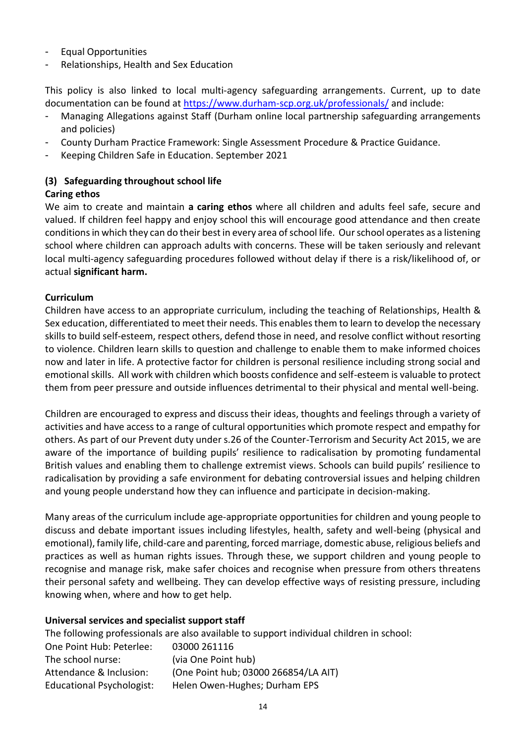- Equal Opportunities
- Relationships, Health and Sex Education

This policy is also linked to local multi-agency safeguarding arrangements. Current, up to date documentation can be found at https://www.durham-scp.org.uk/professionals/ and include:

- Managing Allegations against Staff (Durham online local partnership safeguarding arrangements and policies)
- County Durham Practice Framework: Single Assessment Procedure & Practice Guidance.
- Keeping Children Safe in Education. September 2021

## (3) Safeguarding throughout school life

### Caring ethos

We aim to create and maintain **a caring ethos** where all children and adults feel safe, secure and valued. If children feel happy and enjoy school this will encourage good attendance and then create conditions in which they can do their best in every area of school life. Our school operates as a listening school where children can approach adults with concerns. These will be taken seriously and relevant local multi-agency safeguarding procedures followed without delay if there is a risk/likelihood of, or actual **significant harm.**

### Curriculum

Children have access to an appropriate curriculum, including the teaching of Relationships, Health & Sex education, differentiated to meet their needs. This enables them to learn to develop the necessary skills to build self-esteem, respect others, defend those in need, and resolve conflict without resorting to violence. Children learn skills to question and challenge to enable them to make informed choices now and later in life. A protective factor for children is personal resilience including strong social and emotional skills. All work with children which boosts confidence and self-esteem is valuable to protect them from peer pressure and outside influences detrimental to their physical and mental well-being.

Children are encouraged to express and discuss their ideas, thoughts and feelings through a variety of activities and have access to a range of cultural opportunities which promote respect and empathy for others. As part of our Prevent duty under s.26 of the Counter-Terrorism and Security Act 2015, we are aware of the importance of building pupils' resilience to radicalisation by promoting fundamental British values and enabling them to challenge extremist views. Schools can build pupils' resilience to radicalisation by providing a safe environment for debating controversial issues and helping children and young people understand how they can influence and participate in decision-making.

Many areas of the curriculum include age-appropriate opportunities for children and young people to discuss and debate important issues including lifestyles, health, safety and well-being (physical and emotional), family life, child-care and parenting, forced marriage, domestic abuse, religious beliefs and practices as well as human rights issues. Through these, we support children and young people to recognise and manage risk, make safer choices and recognise when pressure from others threatens their personal safety and wellbeing. They can develop effective ways of resisting pressure, including knowing when, where and how to get help.

### Universal services and specialist support staff

The following professionals are also available to support individual children in school:

| | |
|---|---|
| One Point Hub: Peterlee: | 03000 261116 |
| The school nurse: | (via One Point hub) |
| Attendance & Inclusion: | (One Point hub; 03000 266854/LA AIT) |
| Educational Psychologist: | Helen Owen-Hughes; Durham EPS |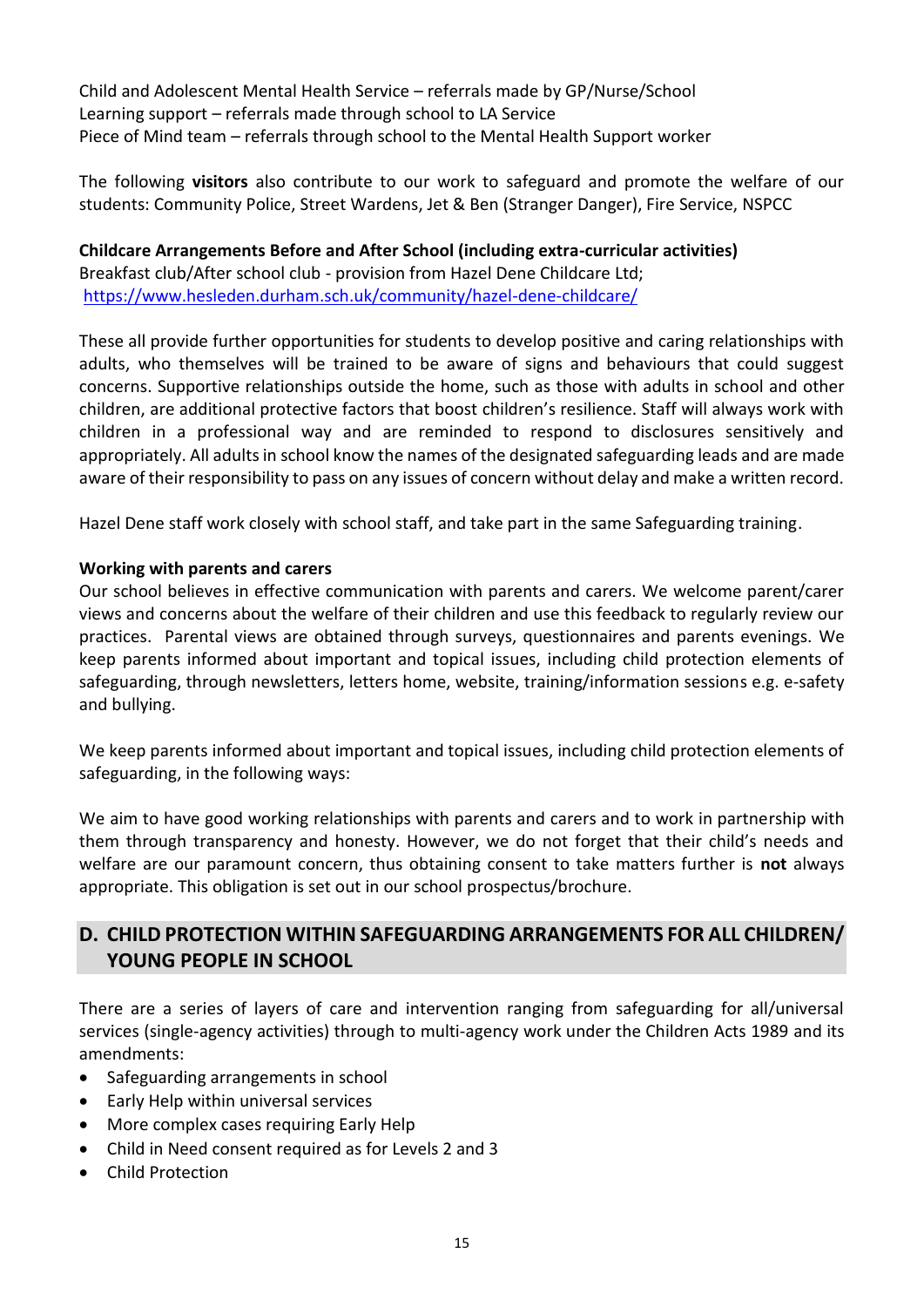Child and Adolescent Mental Health Service – referrals made by GP/Nurse/School
Learning support – referrals made through school to LA Service
Piece of Mind team – referrals through school to the Mental Health Support worker

The following **visitors** also contribute to our work to safeguard and promote the welfare of our students: Community Police, Street Wardens, Jet & Ben (Stranger Danger), Fire Service, NSPCC

**Childcare Arrangements Before and After School (including extra-curricular activities)**
Breakfast club/After school club - provision from Hazel Dene Childcare Ltd;
[https://www.hesleden.durham.sch.uk/community/hazel-dene-childcare/](https://www.hesleden.durham.sch.uk/community/hazel-dene-childcare/)

These all provide further opportunities for students to develop positive and caring relationships with adults, who themselves will be trained to be aware of signs and behaviours that could suggest concerns. Supportive relationships outside the home, such as those with adults in school and other children, are additional protective factors that boost children's resilience. Staff will always work with children in a professional way and are reminded to respond to disclosures sensitively and appropriately. All adults in school know the names of the designated safeguarding leads and are made aware of their responsibility to pass on any issues of concern without delay and make a written record.

Hazel Dene staff work closely with school staff, and take part in the same Safeguarding training.

**Working with parents and carers**
Our school believes in effective communication with parents and carers. We welcome parent/carer views and concerns about the welfare of their children and use this feedback to regularly review our practices. Parental views are obtained through surveys, questionnaires and parents evenings. We keep parents informed about important and topical issues, including child protection elements of safeguarding, through newsletters, letters home, website, training/information sessions e.g. e-safety and bullying.

We keep parents informed about important and topical issues, including child protection elements of safeguarding, in the following ways:

We aim to have good working relationships with parents and carers and to work in partnership with them through transparency and honesty. However, we do not forget that their child's needs and welfare are our paramount concern, thus obtaining consent to take matters further is **not** always appropriate. This obligation is set out in our school prospectus/brochure.

## D. CHILD PROTECTION WITHIN SAFEGUARDING ARRANGEMENTS FOR ALL CHILDREN/ YOUNG PEOPLE IN SCHOOL

There are a series of layers of care and intervention ranging from safeguarding for all/universal services (single-agency activities) through to multi-agency work under the Children Acts 1989 and its amendments:

- Safeguarding arrangements in school
- Early Help within universal services
- More complex cases requiring Early Help
- Child in Need consent required as for Levels 2 and 3
- Child Protection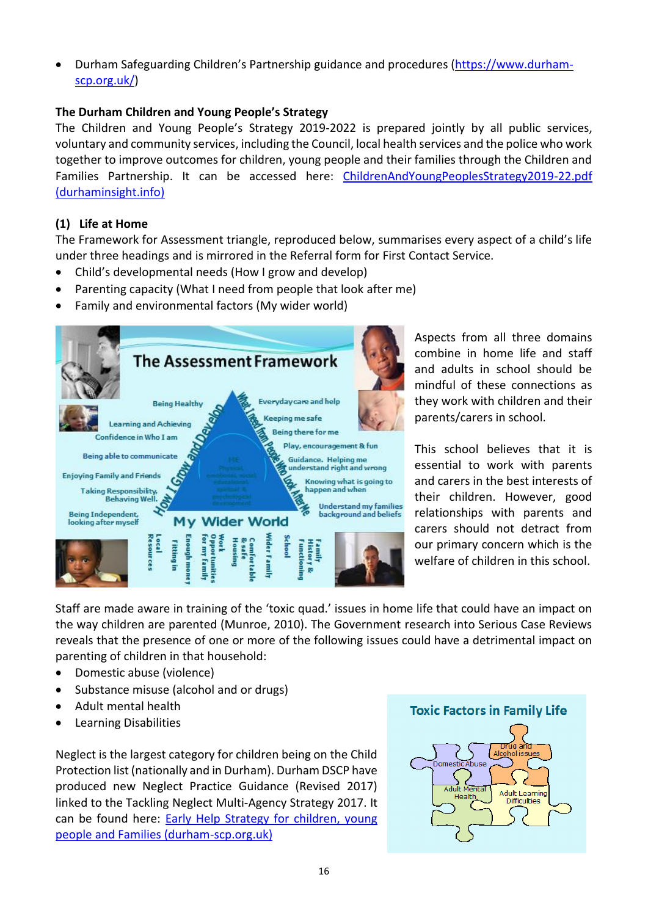- Durham Safeguarding Children's Partnership guidance and procedures (https://www.durham-scp.org.uk/)

**The Durham Children and Young People's Strategy**

The Children and Young People's Strategy 2019-2022 is prepared jointly by all public services, voluntary and community services, including the Council, local health services and the police who work together to improve outcomes for children, young people and their families through the Children and Families Partnership. It can be accessed here: ChildrenAndYoungPeoplesStrategy2019-22.pdf (durhaminsight.info)

**(1) Life at Home**

The Framework for Assessment triangle, reproduced below, summarises every aspect of a child's life under three headings and is mirrored in the Referral form for First Contact Service.

- Child's developmental needs (How I grow and develop)
- Parenting capacity (What I need from people that look after me)
- Family and environmental factors (My wider world)

Aspects from all three domains combine in home life and staff and adults in school should be mindful of these connections as they work with children and their parents/carers in school.

This school believes that it is essential to work with parents and carers in the best interests of their children. However, good relationships with parents and carers should not detract from our primary concern which is the welfare of children in this school.

Staff are made aware in training of the 'toxic quad.' issues in home life that could have an impact on the way children are parented (Munroe, 2010). The Government research into Serious Case Reviews reveals that the presence of one or more of the following issues could have a detrimental impact on parenting of children in that household:

- Domestic abuse (violence)
- Substance misuse (alcohol and or drugs)
- Adult mental health
- Learning Disabilities

Neglect is the largest category for children being on the Child Protection list (nationally and in Durham). Durham DSCP have produced new Neglect Practice Guidance (Revised 2017) linked to the Tackling Neglect Multi-Agency Strategy 2017. It can be found here: Early Help Strategy for children, young people and Families (durham-scp.org.uk)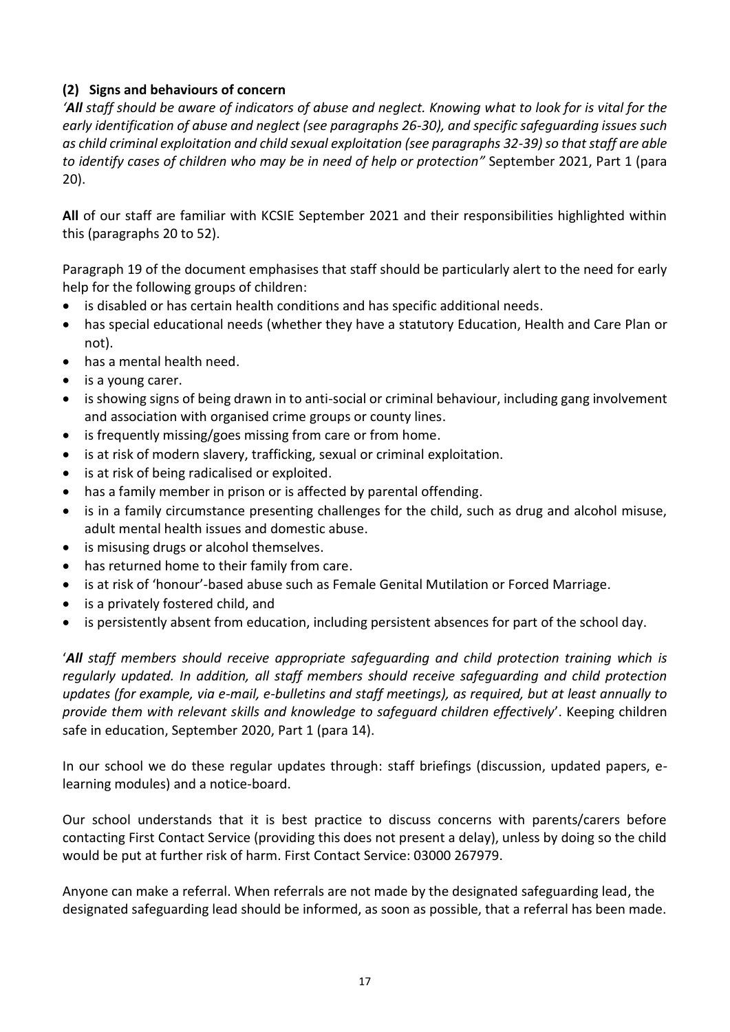**(2) Signs and behaviours of concern**

*'**All** staff should be aware of indicators of abuse and neglect. Knowing what to look for is vital for the early identification of abuse and neglect (see paragraphs 26-30), and specific safeguarding issues such as child criminal exploitation and child sexual exploitation (see paragraphs 32-39) so that staff are able to identify cases of children who may be in need of help or protection"* September 2021, Part 1 (para 20).

**All** of our staff are familiar with KCSIE September 2021 and their responsibilities highlighted within this (paragraphs 20 to 52).

Paragraph 19 of the document emphasises that staff should be particularly alert to the need for early help for the following groups of children:

- is disabled or has certain health conditions and has specific additional needs.
- has special educational needs (whether they have a statutory Education, Health and Care Plan or not).
- has a mental health need.
- is a young carer.
- is showing signs of being drawn in to anti-social or criminal behaviour, including gang involvement and association with organised crime groups or county lines.
- is frequently missing/goes missing from care or from home.
- is at risk of modern slavery, trafficking, sexual or criminal exploitation.
- is at risk of being radicalised or exploited.
- has a family member in prison or is affected by parental offending.
- is in a family circumstance presenting challenges for the child, such as drug and alcohol misuse, adult mental health issues and domestic abuse.
- is misusing drugs or alcohol themselves.
- has returned home to their family from care.
- is at risk of 'honour'-based abuse such as Female Genital Mutilation or Forced Marriage.
- is a privately fostered child, and
- is persistently absent from education, including persistent absences for part of the school day.

'***All** staff members should receive appropriate safeguarding and child protection training which is regularly updated. In addition, all staff members should receive safeguarding and child protection updates (for example, via e-mail, e-bulletins and staff meetings), as required, but at least annually to provide them with relevant skills and knowledge to safeguard children effectively*'. Keeping children safe in education, September 2020, Part 1 (para 14).

In our school we do these regular updates through: staff briefings (discussion, updated papers, e-learning modules) and a notice-board.

Our school understands that it is best practice to discuss concerns with parents/carers before contacting First Contact Service (providing this does not present a delay), unless by doing so the child would be put at further risk of harm. First Contact Service: 03000 267979.

Anyone can make a referral. When referrals are not made by the designated safeguarding lead, the designated safeguarding lead should be informed, as soon as possible, that a referral has been made.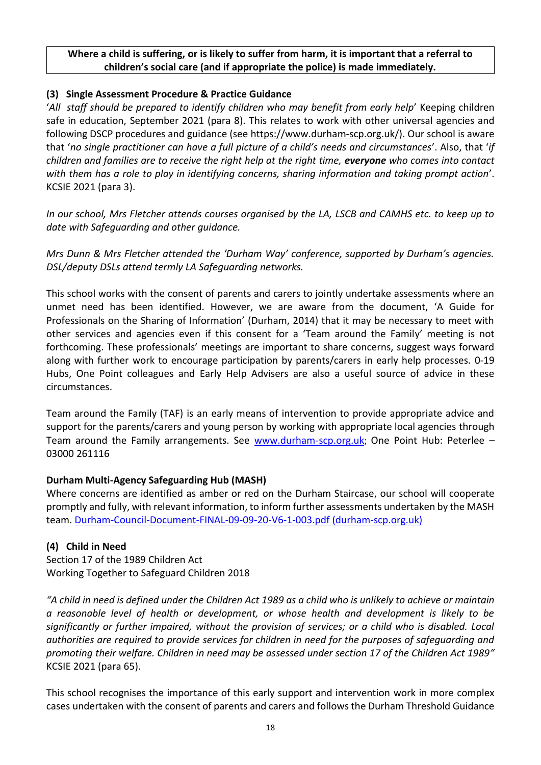**Where a child is suffering, or is likely to suffer from harm, it is important that a referral to children's social care (and if appropriate the police) is made immediately.**

### (3) Single Assessment Procedure & Practice Guidance

'*All staff should be prepared to identify children who may benefit from early help*' Keeping children safe in education, September 2021 (para 8). This relates to work with other universal agencies and following DSCP procedures and guidance (see https://www.durham-scp.org.uk/). Our school is aware that '*no single practitioner can have a full picture of a child's needs and circumstances*'. Also, that '*if children and families are to receive the right help at the right time, **everyone** who comes into contact with them has a role to play in identifying concerns, sharing information and taking prompt action*'. KCSIE 2021 (para 3).

*In our school, Mrs Fletcher attends courses organised by the LA, LSCB and CAMHS etc. to keep up to date with Safeguarding and other guidance.*

*Mrs Dunn & Mrs Fletcher attended the 'Durham Way' conference, supported by Durham's agencies. DSL/deputy DSLs attend termly LA Safeguarding networks.*

This school works with the consent of parents and carers to jointly undertake assessments where an unmet need has been identified. However, we are aware from the document, 'A Guide for Professionals on the Sharing of Information' (Durham, 2014) that it may be necessary to meet with other services and agencies even if this consent for a 'Team around the Family' meeting is not forthcoming. These professionals' meetings are important to share concerns, suggest ways forward along with further work to encourage participation by parents/carers in early help processes. 0-19 Hubs, One Point colleagues and Early Help Advisers are also a useful source of advice in these circumstances.

Team around the Family (TAF) is an early means of intervention to provide appropriate advice and support for the parents/carers and young person by working with appropriate local agencies through Team around the Family arrangements. See www.durham-scp.org.uk; One Point Hub: Peterlee – 03000 261116

#### Durham Multi-Agency Safeguarding Hub (MASH)

Where concerns are identified as amber or red on the Durham Staircase, our school will cooperate promptly and fully, with relevant information, to inform further assessments undertaken by the MASH team. Durham-Council-Document-FINAL-09-09-20-V6-1-003.pdf (durham-scp.org.uk)

### (4) Child in Need

Section 17 of the 1989 Children Act
Working Together to Safeguard Children 2018

*"A child in need is defined under the Children Act 1989 as a child who is unlikely to achieve or maintain a reasonable level of health or development, or whose health and development is likely to be significantly or further impaired, without the provision of services; or a child who is disabled. Local authorities are required to provide services for children in need for the purposes of safeguarding and promoting their welfare. Children in need may be assessed under section 17 of the Children Act 1989"* KCSIE 2021 (para 65).

This school recognises the importance of this early support and intervention work in more complex cases undertaken with the consent of parents and carers and follows the Durham Threshold Guidance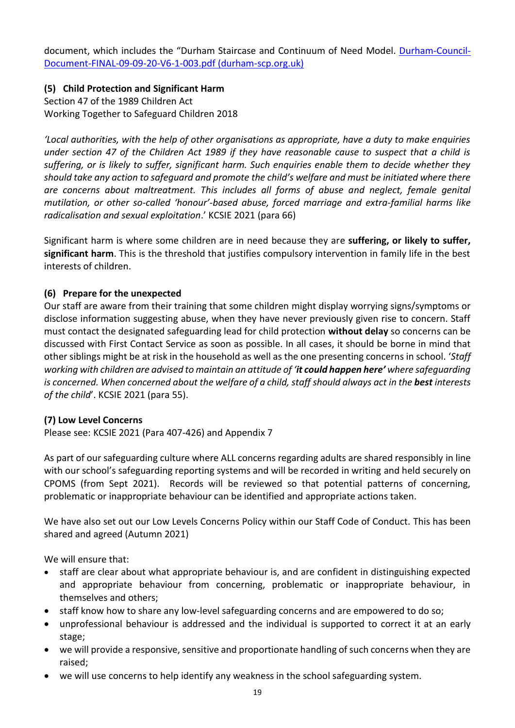document, which includes the "Durham Staircase and Continuum of Need Model. [Durham-Council-Document-FINAL-09-09-20-V6-1-003.pdf (durham-scp.org.uk)]

### (5) Child Protection and Significant Harm

Section 47 of the 1989 Children Act
Working Together to Safeguard Children 2018

*'Local authorities, with the help of other organisations as appropriate, have a duty to make enquiries under section 47 of the Children Act 1989 if they have reasonable cause to suspect that a child is suffering, or is likely to suffer, significant harm. Such enquiries enable them to decide whether they should take any action to safeguard and promote the child's welfare and must be initiated where there are concerns about maltreatment. This includes all forms of abuse and neglect, female genital mutilation, or other so-called 'honour'-based abuse, forced marriage and extra-familial harms like radicalisation and sexual exploitation*.' KCSIE 2021 (para 66)

Significant harm is where some children are in need because they are **suffering, or likely to suffer, significant harm**. This is the threshold that justifies compulsory intervention in family life in the best interests of children.

### (6) Prepare for the unexpected

Our staff are aware from their training that some children might display worrying signs/symptoms or disclose information suggesting abuse, when they have never previously given rise to concern. Staff must contact the designated safeguarding lead for child protection **without delay** so concerns can be discussed with First Contact Service as soon as possible. In all cases, it should be borne in mind that other siblings might be at risk in the household as well as the one presenting concerns in school. '*Staff working with children are advised to maintain an attitude of '**it could happen here'** where safeguarding is concerned. When concerned about the welfare of a child, staff should always act in the **best** interests of the child*'. KCSIE 2021 (para 55).

### (7) Low Level Concerns

Please see: KCSIE 2021 (Para 407-426) and Appendix 7

As part of our safeguarding culture where ALL concerns regarding adults are shared responsibly in line with our school's safeguarding reporting systems and will be recorded in writing and held securely on CPOMS (from Sept 2021). Records will be reviewed so that potential patterns of concerning, problematic or inappropriate behaviour can be identified and appropriate actions taken.

We have also set out our Low Levels Concerns Policy within our Staff Code of Conduct. This has been shared and agreed (Autumn 2021)

We will ensure that:

- staff are clear about what appropriate behaviour is, and are confident in distinguishing expected and appropriate behaviour from concerning, problematic or inappropriate behaviour, in themselves and others;
- staff know how to share any low-level safeguarding concerns and are empowered to do so;
- unprofessional behaviour is addressed and the individual is supported to correct it at an early stage;
- we will provide a responsive, sensitive and proportionate handling of such concerns when they are raised;
- we will use concerns to help identify any weakness in the school safeguarding system.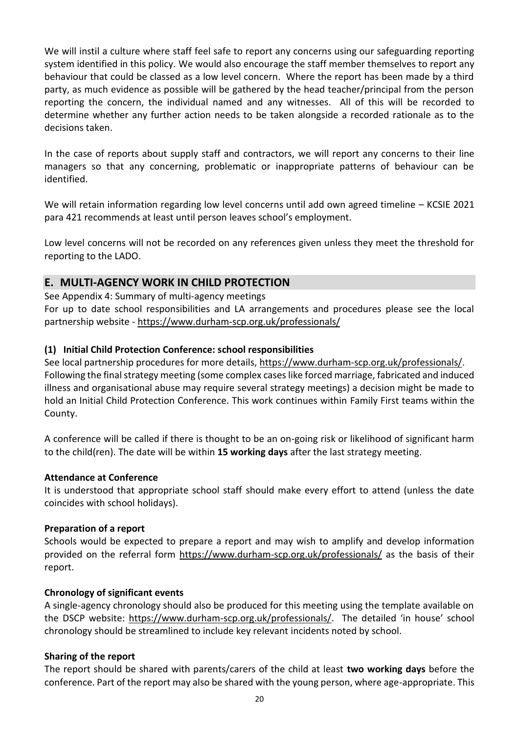We will instil a culture where staff feel safe to report any concerns using our safeguarding reporting system identified in this policy. We would also encourage the staff member themselves to report any behaviour that could be classed as a low level concern. Where the report has been made by a third party, as much evidence as possible will be gathered by the head teacher/principal from the person reporting the concern, the individual named and any witnesses. All of this will be recorded to determine whether any further action needs to be taken alongside a recorded rationale as to the decisions taken.

In the case of reports about supply staff and contractors, we will report any concerns to their line managers so that any concerning, problematic or inappropriate patterns of behaviour can be identified.

We will retain information regarding low level concerns until add own agreed timeline – KCSIE 2021 para 421 recommends at least until person leaves school's employment.

Low level concerns will not be recorded on any references given unless they meet the threshold for reporting to the LADO.

## E. MULTI-AGENCY WORK IN CHILD PROTECTION

See Appendix 4: Summary of multi-agency meetings
For up to date school responsibilities and LA arrangements and procedures please see the local partnership website - https://www.durham-scp.org.uk/professionals/

### (1) Initial Child Protection Conference: school responsibilities

See local partnership procedures for more details, https://www.durham-scp.org.uk/professionals/.
Following the final strategy meeting (some complex cases like forced marriage, fabricated and induced illness and organisational abuse may require several strategy meetings) a decision might be made to hold an Initial Child Protection Conference. This work continues within Family First teams within the County.

A conference will be called if there is thought to be an on-going risk or likelihood of significant harm to the child(ren). The date will be within **15 working days** after the last strategy meeting.

**Attendance at Conference**

It is understood that appropriate school staff should make every effort to attend (unless the date coincides with school holidays).

**Preparation of a report**

Schools would be expected to prepare a report and may wish to amplify and develop information provided on the referral form https://www.durham-scp.org.uk/professionals/ as the basis of their report.

**Chronology of significant events**

A single-agency chronology should also be produced for this meeting using the template available on the DSCP website: https://www.durham-scp.org.uk/professionals/. The detailed 'in house' school chronology should be streamlined to include key relevant incidents noted by school.

**Sharing of the report**

The report should be shared with parents/carers of the child at least **two working days** before the conference. Part of the report may also be shared with the young person, where age-appropriate. This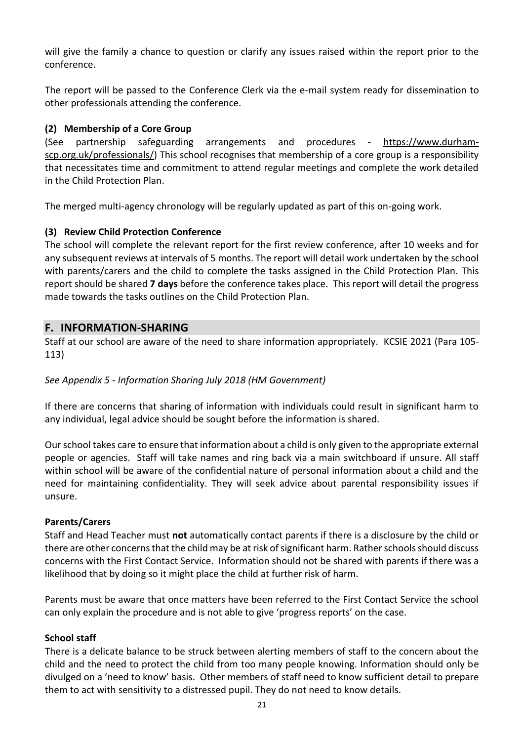will give the family a chance to question or clarify any issues raised within the report prior to the conference.

The report will be passed to the Conference Clerk via the e-mail system ready for dissemination to other professionals attending the conference.

### (2) Membership of a Core Group

(See partnership safeguarding arrangements and procedures - https://www.durham-scp.org.uk/professionals/) This school recognises that membership of a core group is a responsibility that necessitates time and commitment to attend regular meetings and complete the work detailed in the Child Protection Plan.

The merged multi-agency chronology will be regularly updated as part of this on-going work.

### (3) Review Child Protection Conference

The school will complete the relevant report for the first review conference, after 10 weeks and for any subsequent reviews at intervals of 5 months. The report will detail work undertaken by the school with parents/carers and the child to complete the tasks assigned in the Child Protection Plan. This report should be shared **7 days** before the conference takes place. This report will detail the progress made towards the tasks outlines on the Child Protection Plan.

## F. INFORMATION-SHARING

Staff at our school are aware of the need to share information appropriately. KCSIE 2021 (Para 105-113)

*See Appendix 5 - Information Sharing July 2018 (HM Government)*

If there are concerns that sharing of information with individuals could result in significant harm to any individual, legal advice should be sought before the information is shared.

Our school takes care to ensure that information about a child is only given to the appropriate external people or agencies. Staff will take names and ring back via a main switchboard if unsure. All staff within school will be aware of the confidential nature of personal information about a child and the need for maintaining confidentiality. They will seek advice about parental responsibility issues if unsure.

### Parents/Carers

Staff and Head Teacher must **not** automatically contact parents if there is a disclosure by the child or there are other concerns that the child may be at risk of significant harm. Rather schools should discuss concerns with the First Contact Service. Information should not be shared with parents if there was a likelihood that by doing so it might place the child at further risk of harm.

Parents must be aware that once matters have been referred to the First Contact Service the school can only explain the procedure and is not able to give 'progress reports' on the case.

### School staff

There is a delicate balance to be struck between alerting members of staff to the concern about the child and the need to protect the child from too many people knowing. Information should only be divulged on a 'need to know' basis. Other members of staff need to know sufficient detail to prepare them to act with sensitivity to a distressed pupil. They do not need to know details.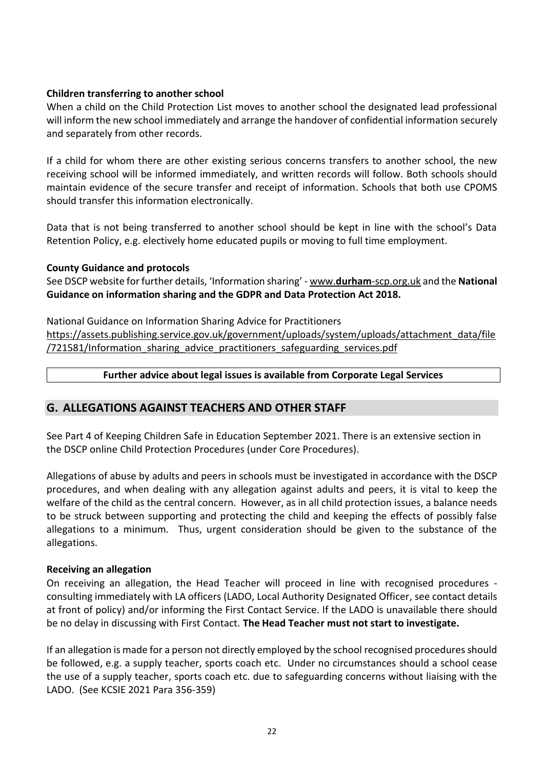**Children transferring to another school**

When a child on the Child Protection List moves to another school the designated lead professional will inform the new school immediately and arrange the handover of confidential information securely and separately from other records.

If a child for whom there are other existing serious concerns transfers to another school, the new receiving school will be informed immediately, and written records will follow. Both schools should maintain evidence of the secure transfer and receipt of information. Schools that both use CPOMS should transfer this information electronically.

Data that is not being transferred to another school should be kept in line with the school's Data Retention Policy, e.g. electively home educated pupils or moving to full time employment.

**County Guidance and protocols**

See DSCP website for further details, 'Information sharing' - www.**durham**-scp.org.uk and the **National Guidance on information sharing and the GDPR and Data Protection Act 2018.**

National Guidance on Information Sharing Advice for Practitioners
https://assets.publishing.service.gov.uk/government/uploads/system/uploads/attachment_data/file/721581/Information_sharing_advice_practitioners_safeguarding_services.pdf

**Further advice about legal issues is available from Corporate Legal Services**

## G. ALLEGATIONS AGAINST TEACHERS AND OTHER STAFF

See Part 4 of Keeping Children Safe in Education September 2021. There is an extensive section in the DSCP online Child Protection Procedures (under Core Procedures).

Allegations of abuse by adults and peers in schools must be investigated in accordance with the DSCP procedures, and when dealing with any allegation against adults and peers, it is vital to keep the welfare of the child as the central concern. However, as in all child protection issues, a balance needs to be struck between supporting and protecting the child and keeping the effects of possibly false allegations to a minimum. Thus, urgent consideration should be given to the substance of the allegations.

**Receiving an allegation**

On receiving an allegation, the Head Teacher will proceed in line with recognised procedures - consulting immediately with LA officers (LADO, Local Authority Designated Officer, see contact details at front of policy) and/or informing the First Contact Service. If the LADO is unavailable there should be no delay in discussing with First Contact. **The Head Teacher must not start to investigate.**

If an allegation is made for a person not directly employed by the school recognised procedures should be followed, e.g. a supply teacher, sports coach etc. Under no circumstances should a school cease the use of a supply teacher, sports coach etc. due to safeguarding concerns without liaising with the LADO. (See KCSIE 2021 Para 356-359)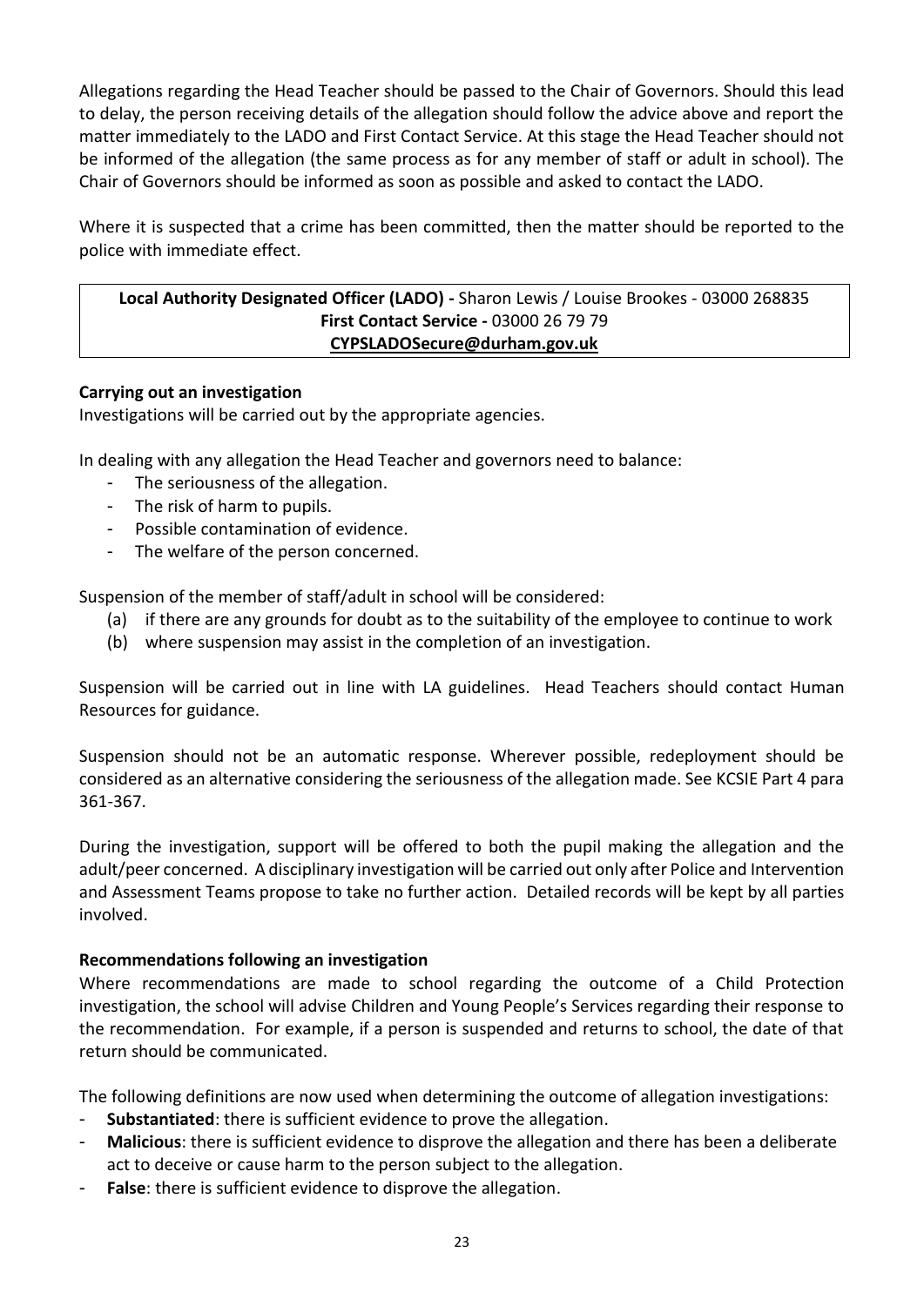Allegations regarding the Head Teacher should be passed to the Chair of Governors. Should this lead to delay, the person receiving details of the allegation should follow the advice above and report the matter immediately to the LADO and First Contact Service. At this stage the Head Teacher should not be informed of the allegation (the same process as for any member of staff or adult in school). The Chair of Governors should be informed as soon as possible and asked to contact the LADO.

Where it is suspected that a crime has been committed, then the matter should be reported to the police with immediate effect.

| **Local Authority Designated Officer (LADO) -** Sharon Lewis / Louise Brookes - 03000 268835<br>**First Contact Service -** 03000 26 79 79<br>**CYPSLADOSecure@durham.gov.uk** |
|---|

**Carrying out an investigation**

Investigations will be carried out by the appropriate agencies.

In dealing with any allegation the Head Teacher and governors need to balance:

- The seriousness of the allegation.
- The risk of harm to pupils.
- Possible contamination of evidence.
- The welfare of the person concerned.

Suspension of the member of staff/adult in school will be considered:

(a) if there are any grounds for doubt as to the suitability of the employee to continue to work
(b) where suspension may assist in the completion of an investigation.

Suspension will be carried out in line with LA guidelines. Head Teachers should contact Human Resources for guidance.

Suspension should not be an automatic response. Wherever possible, redeployment should be considered as an alternative considering the seriousness of the allegation made. See KCSIE Part 4 para 361-367.

During the investigation, support will be offered to both the pupil making the allegation and the adult/peer concerned. A disciplinary investigation will be carried out only after Police and Intervention and Assessment Teams propose to take no further action. Detailed records will be kept by all parties involved.

**Recommendations following an investigation**

Where recommendations are made to school regarding the outcome of a Child Protection investigation, the school will advise Children and Young People's Services regarding their response to the recommendation. For example, if a person is suspended and returns to school, the date of that return should be communicated.

The following definitions are now used when determining the outcome of allegation investigations:

- **Substantiated**: there is sufficient evidence to prove the allegation.
- **Malicious**: there is sufficient evidence to disprove the allegation and there has been a deliberate act to deceive or cause harm to the person subject to the allegation.
- **False**: there is sufficient evidence to disprove the allegation.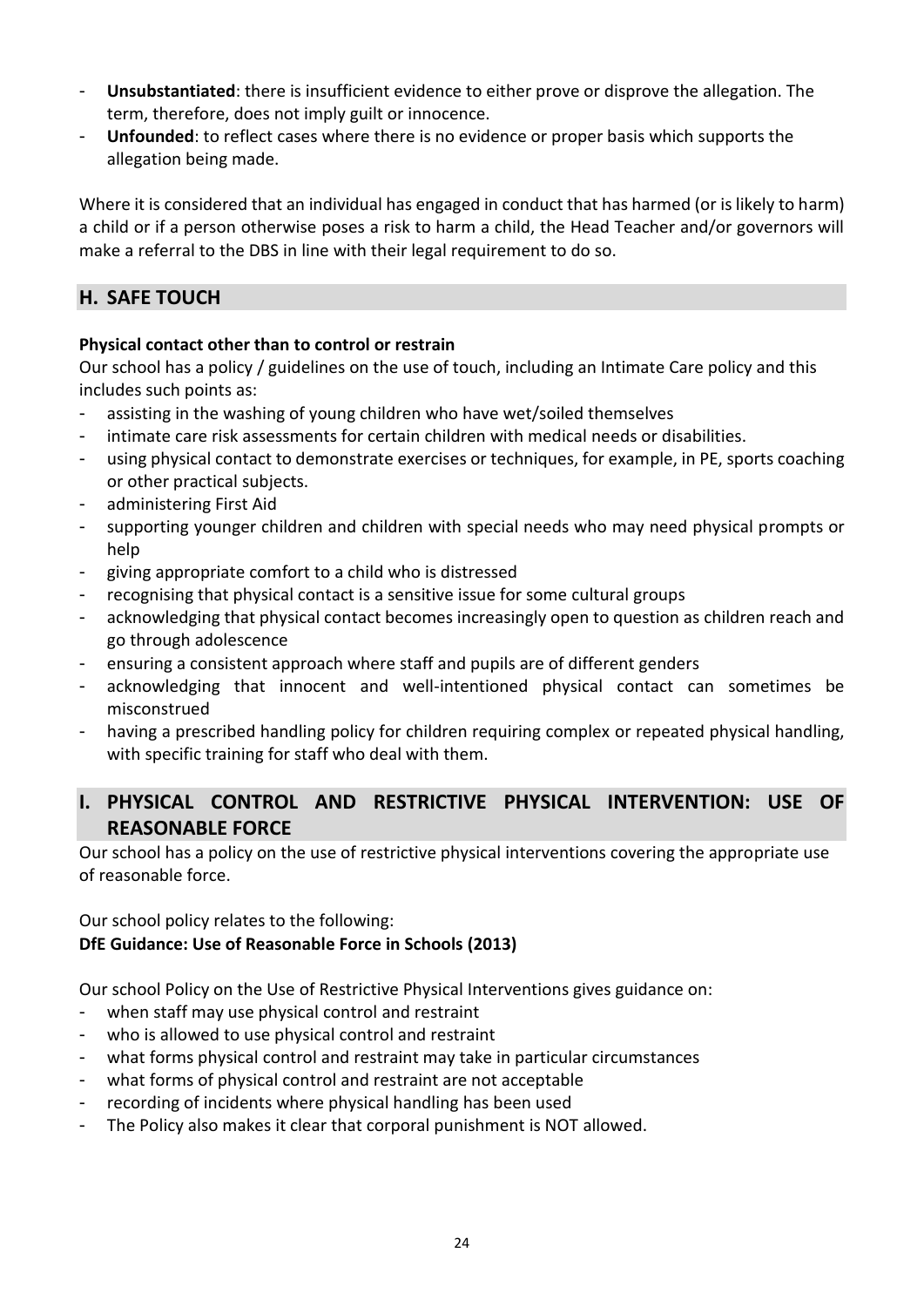- **Unsubstantiated**: there is insufficient evidence to either prove or disprove the allegation. The term, therefore, does not imply guilt or innocence.
- **Unfounded**: to reflect cases where there is no evidence or proper basis which supports the allegation being made.

Where it is considered that an individual has engaged in conduct that has harmed (or is likely to harm) a child or if a person otherwise poses a risk to harm a child, the Head Teacher and/or governors will make a referral to the DBS in line with their legal requirement to do so.

## H. SAFE TOUCH

**Physical contact other than to control or restrain**

Our school has a policy / guidelines on the use of touch, including an Intimate Care policy and this includes such points as:

- assisting in the washing of young children who have wet/soiled themselves
- intimate care risk assessments for certain children with medical needs or disabilities.
- using physical contact to demonstrate exercises or techniques, for example, in PE, sports coaching or other practical subjects.
- administering First Aid
- supporting younger children and children with special needs who may need physical prompts or help
- giving appropriate comfort to a child who is distressed
- recognising that physical contact is a sensitive issue for some cultural groups
- acknowledging that physical contact becomes increasingly open to question as children reach and go through adolescence
- ensuring a consistent approach where staff and pupils are of different genders
- acknowledging that innocent and well-intentioned physical contact can sometimes be misconstrued
- having a prescribed handling policy for children requiring complex or repeated physical handling, with specific training for staff who deal with them.

## I. PHYSICAL CONTROL AND RESTRICTIVE PHYSICAL INTERVENTION: USE OF REASONABLE FORCE

Our school has a policy on the use of restrictive physical interventions covering the appropriate use of reasonable force.

Our school policy relates to the following:

**DfE Guidance: Use of Reasonable Force in Schools (2013)**

Our school Policy on the Use of Restrictive Physical Interventions gives guidance on:

- when staff may use physical control and restraint
- who is allowed to use physical control and restraint
- what forms physical control and restraint may take in particular circumstances
- what forms of physical control and restraint are not acceptable
- recording of incidents where physical handling has been used
- The Policy also makes it clear that corporal punishment is NOT allowed.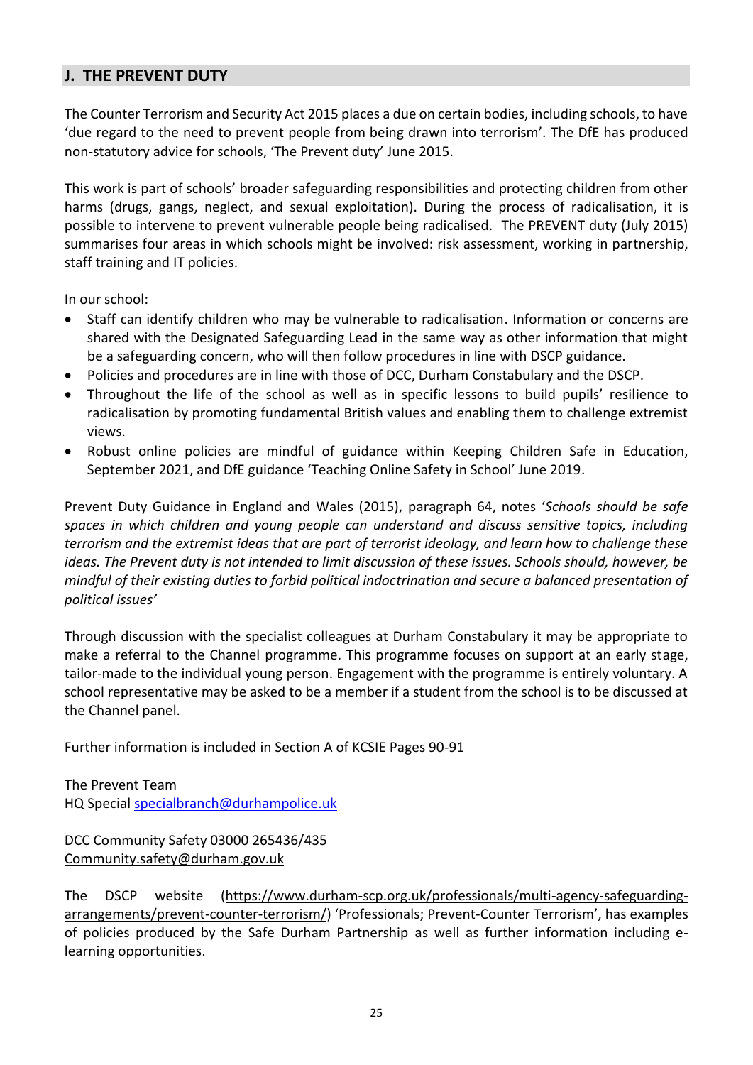## J. THE PREVENT DUTY

The Counter Terrorism and Security Act 2015 places a due on certain bodies, including schools, to have 'due regard to the need to prevent people from being drawn into terrorism'. The DfE has produced non-statutory advice for schools, 'The Prevent duty' June 2015.

This work is part of schools' broader safeguarding responsibilities and protecting children from other harms (drugs, gangs, neglect, and sexual exploitation). During the process of radicalisation, it is possible to intervene to prevent vulnerable people being radicalised. The PREVENT duty (July 2015) summarises four areas in which schools might be involved: risk assessment, working in partnership, staff training and IT policies.

In our school:

- Staff can identify children who may be vulnerable to radicalisation. Information or concerns are shared with the Designated Safeguarding Lead in the same way as other information that might be a safeguarding concern, who will then follow procedures in line with DSCP guidance.
- Policies and procedures are in line with those of DCC, Durham Constabulary and the DSCP.
- Throughout the life of the school as well as in specific lessons to build pupils' resilience to radicalisation by promoting fundamental British values and enabling them to challenge extremist views.
- Robust online policies are mindful of guidance within Keeping Children Safe in Education, September 2021, and DfE guidance 'Teaching Online Safety in School' June 2019.

Prevent Duty Guidance in England and Wales (2015), paragraph 64, notes '*Schools should be safe spaces in which children and young people can understand and discuss sensitive topics, including terrorism and the extremist ideas that are part of terrorist ideology, and learn how to challenge these ideas. The Prevent duty is not intended to limit discussion of these issues. Schools should, however, be mindful of their existing duties to forbid political indoctrination and secure a balanced presentation of political issues'*

Through discussion with the specialist colleagues at Durham Constabulary it may be appropriate to make a referral to the Channel programme. This programme focuses on support at an early stage, tailor-made to the individual young person. Engagement with the programme is entirely voluntary. A school representative may be asked to be a member if a student from the school is to be discussed at the Channel panel.

Further information is included in Section A of KCSIE Pages 90-91

The Prevent Team
HQ Special specialbranch@durhampolice.uk

DCC Community Safety 03000 265436/435
Community.safety@durham.gov.uk

The DSCP website (https://www.durham-scp.org.uk/professionals/multi-agency-safeguarding-arrangements/prevent-counter-terrorism/) 'Professionals; Prevent-Counter Terrorism', has examples of policies produced by the Safe Durham Partnership as well as further information including e-learning opportunities.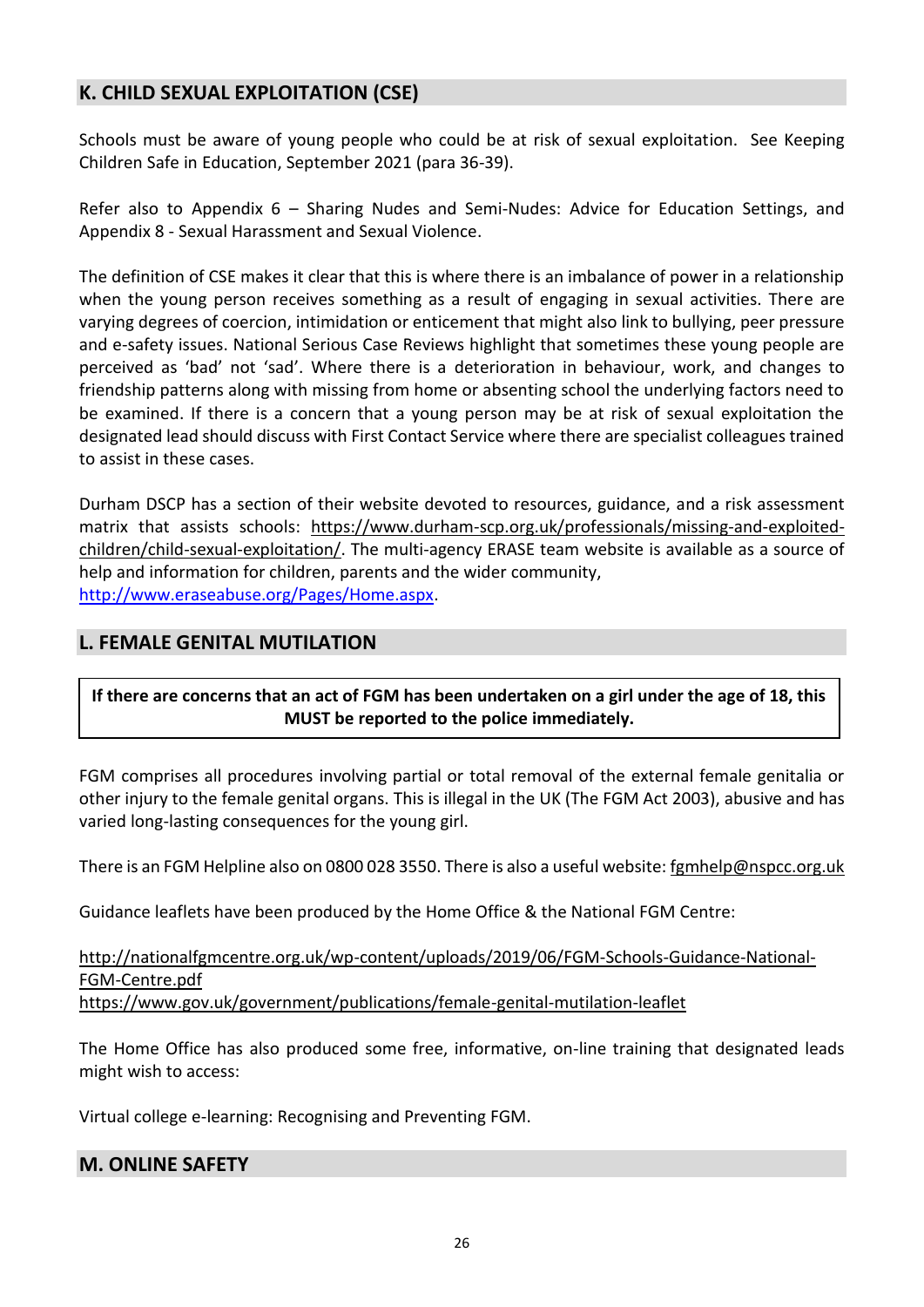## K. CHILD SEXUAL EXPLOITATION (CSE)

Schools must be aware of young people who could be at risk of sexual exploitation. See Keeping Children Safe in Education, September 2021 (para 36-39).

Refer also to Appendix 6 – Sharing Nudes and Semi-Nudes: Advice for Education Settings, and Appendix 8 - Sexual Harassment and Sexual Violence.

The definition of CSE makes it clear that this is where there is an imbalance of power in a relationship when the young person receives something as a result of engaging in sexual activities. There are varying degrees of coercion, intimidation or enticement that might also link to bullying, peer pressure and e-safety issues. National Serious Case Reviews highlight that sometimes these young people are perceived as 'bad' not 'sad'. Where there is a deterioration in behaviour, work, and changes to friendship patterns along with missing from home or absenting school the underlying factors need to be examined. If there is a concern that a young person may be at risk of sexual exploitation the designated lead should discuss with First Contact Service where there are specialist colleagues trained to assist in these cases.

Durham DSCP has a section of their website devoted to resources, guidance, and a risk assessment matrix that assists schools: https://www.durham-scp.org.uk/professionals/missing-and-exploited-children/child-sexual-exploitation/. The multi-agency ERASE team website is available as a source of help and information for children, parents and the wider community, http://www.eraseabuse.org/Pages/Home.aspx.

## L. FEMALE GENITAL MUTILATION

**If there are concerns that an act of FGM has been undertaken on a girl under the age of 18, this MUST be reported to the police immediately.**

FGM comprises all procedures involving partial or total removal of the external female genitalia or other injury to the female genital organs. This is illegal in the UK (The FGM Act 2003), abusive and has varied long-lasting consequences for the young girl.

There is an FGM Helpline also on 0800 028 3550. There is also a useful website: fgmhelp@nspcc.org.uk

Guidance leaflets have been produced by the Home Office & the National FGM Centre:

http://nationalfgmcentre.org.uk/wp-content/uploads/2019/06/FGM-Schools-Guidance-National-FGM-Centre.pdf
https://www.gov.uk/government/publications/female-genital-mutilation-leaflet

The Home Office has also produced some free, informative, on-line training that designated leads might wish to access:

Virtual college e-learning: Recognising and Preventing FGM.

## M. ONLINE SAFETY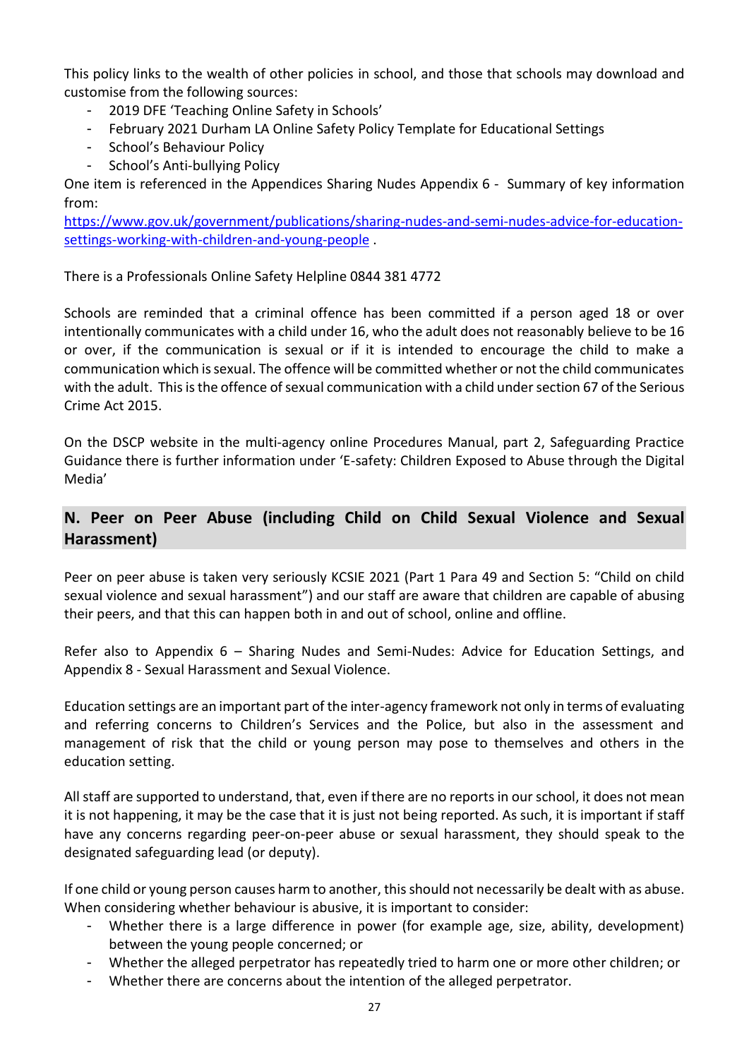This policy links to the wealth of other policies in school, and those that schools may download and customise from the following sources:

- 2019 DFE 'Teaching Online Safety in Schools'
- February 2021 Durham LA Online Safety Policy Template for Educational Settings
- School's Behaviour Policy
- School's Anti-bullying Policy

One item is referenced in the Appendices Sharing Nudes Appendix 6 - Summary of key information from: [https://www.gov.uk/government/publications/sharing-nudes-and-semi-nudes-advice-for-education-settings-working-with-children-and-young-people](https://www.gov.uk/government/publications/sharing-nudes-and-semi-nudes-advice-for-education-settings-working-with-children-and-young-people) .

There is a Professionals Online Safety Helpline 0844 381 4772

Schools are reminded that a criminal offence has been committed if a person aged 18 or over intentionally communicates with a child under 16, who the adult does not reasonably believe to be 16 or over, if the communication is sexual or if it is intended to encourage the child to make a communication which is sexual. The offence will be committed whether or not the child communicates with the adult. This is the offence of sexual communication with a child under section 67 of the Serious Crime Act 2015.

On the DSCP website in the multi-agency online Procedures Manual, part 2, Safeguarding Practice Guidance there is further information under 'E-safety: Children Exposed to Abuse through the Digital Media'

## N. Peer on Peer Abuse (including Child on Child Sexual Violence and Sexual Harassment)

Peer on peer abuse is taken very seriously KCSIE 2021 (Part 1 Para 49 and Section 5: "Child on child sexual violence and sexual harassment") and our staff are aware that children are capable of abusing their peers, and that this can happen both in and out of school, online and offline.

Refer also to Appendix 6 – Sharing Nudes and Semi-Nudes: Advice for Education Settings, and Appendix 8 - Sexual Harassment and Sexual Violence.

Education settings are an important part of the inter-agency framework not only in terms of evaluating and referring concerns to Children's Services and the Police, but also in the assessment and management of risk that the child or young person may pose to themselves and others in the education setting.

All staff are supported to understand, that, even if there are no reports in our school, it does not mean it is not happening, it may be the case that it is just not being reported. As such, it is important if staff have any concerns regarding peer-on-peer abuse or sexual harassment, they should speak to the designated safeguarding lead (or deputy).

If one child or young person causes harm to another, this should not necessarily be dealt with as abuse. When considering whether behaviour is abusive, it is important to consider:

- Whether there is a large difference in power (for example age, size, ability, development) between the young people concerned; or
- Whether the alleged perpetrator has repeatedly tried to harm one or more other children; or
- Whether there are concerns about the intention of the alleged perpetrator.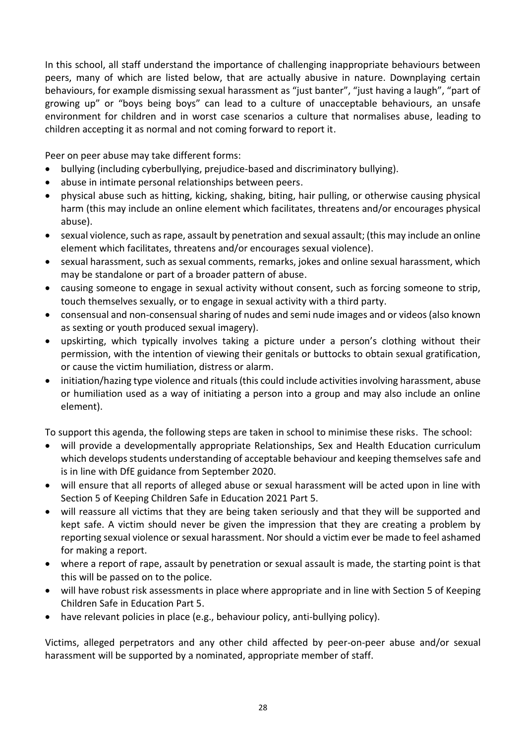In this school, all staff understand the importance of challenging inappropriate behaviours between peers, many of which are listed below, that are actually abusive in nature. Downplaying certain behaviours, for example dismissing sexual harassment as "just banter", "just having a laugh", "part of growing up" or "boys being boys" can lead to a culture of unacceptable behaviours, an unsafe environment for children and in worst case scenarios a culture that normalises abuse, leading to children accepting it as normal and not coming forward to report it.

Peer on peer abuse may take different forms:

- bullying (including cyberbullying, prejudice-based and discriminatory bullying).
- abuse in intimate personal relationships between peers.
- physical abuse such as hitting, kicking, shaking, biting, hair pulling, or otherwise causing physical harm (this may include an online element which facilitates, threatens and/or encourages physical abuse).
- sexual violence, such as rape, assault by penetration and sexual assault; (this may include an online element which facilitates, threatens and/or encourages sexual violence).
- sexual harassment, such as sexual comments, remarks, jokes and online sexual harassment, which may be standalone or part of a broader pattern of abuse.
- causing someone to engage in sexual activity without consent, such as forcing someone to strip, touch themselves sexually, or to engage in sexual activity with a third party.
- consensual and non-consensual sharing of nudes and semi nude images and or videos (also known as sexting or youth produced sexual imagery).
- upskirting, which typically involves taking a picture under a person's clothing without their permission, with the intention of viewing their genitals or buttocks to obtain sexual gratification, or cause the victim humiliation, distress or alarm.
- initiation/hazing type violence and rituals (this could include activities involving harassment, abuse or humiliation used as a way of initiating a person into a group and may also include an online element).

To support this agenda, the following steps are taken in school to minimise these risks. The school:

- will provide a developmentally appropriate Relationships, Sex and Health Education curriculum which develops students understanding of acceptable behaviour and keeping themselves safe and is in line with DfE guidance from September 2020.
- will ensure that all reports of alleged abuse or sexual harassment will be acted upon in line with Section 5 of Keeping Children Safe in Education 2021 Part 5.
- will reassure all victims that they are being taken seriously and that they will be supported and kept safe. A victim should never be given the impression that they are creating a problem by reporting sexual violence or sexual harassment. Nor should a victim ever be made to feel ashamed for making a report.
- where a report of rape, assault by penetration or sexual assault is made, the starting point is that this will be passed on to the police.
- will have robust risk assessments in place where appropriate and in line with Section 5 of Keeping Children Safe in Education Part 5.
- have relevant policies in place (e.g., behaviour policy, anti-bullying policy).

Victims, alleged perpetrators and any other child affected by peer-on-peer abuse and/or sexual harassment will be supported by a nominated, appropriate member of staff.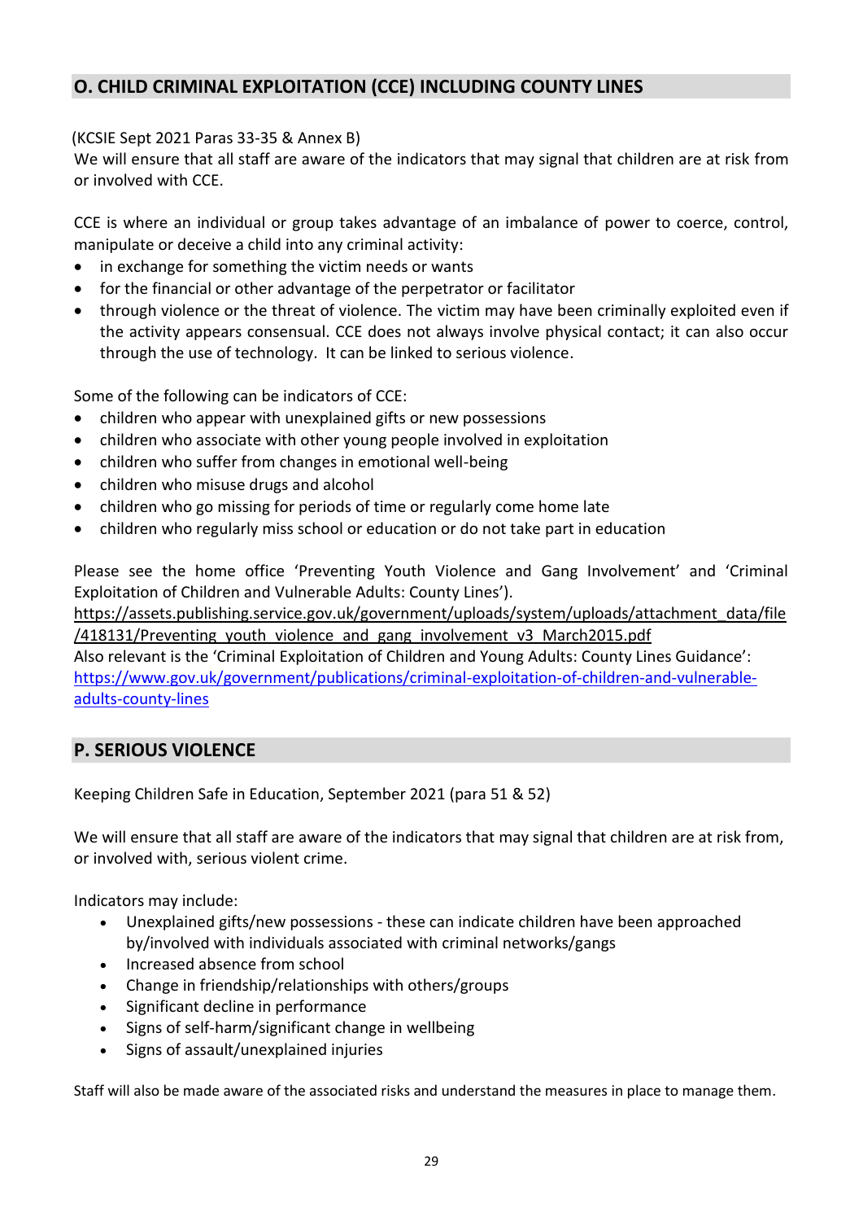## O. CHILD CRIMINAL EXPLOITATION (CCE) INCLUDING COUNTY LINES

(KCSIE Sept 2021 Paras 33-35 & Annex B)

We will ensure that all staff are aware of the indicators that may signal that children are at risk from or involved with CCE.

CCE is where an individual or group takes advantage of an imbalance of power to coerce, control, manipulate or deceive a child into any criminal activity:

- in exchange for something the victim needs or wants
- for the financial or other advantage of the perpetrator or facilitator
- through violence or the threat of violence. The victim may have been criminally exploited even if the activity appears consensual. CCE does not always involve physical contact; it can also occur through the use of technology. It can be linked to serious violence.

Some of the following can be indicators of CCE:

- children who appear with unexplained gifts or new possessions
- children who associate with other young people involved in exploitation
- children who suffer from changes in emotional well-being
- children who misuse drugs and alcohol
- children who go missing for periods of time or regularly come home late
- children who regularly miss school or education or do not take part in education

Please see the home office 'Preventing Youth Violence and Gang Involvement' and 'Criminal Exploitation of Children and Vulnerable Adults: County Lines').
https://assets.publishing.service.gov.uk/government/uploads/system/uploads/attachment_data/file/418131/Preventing_youth_violence_and_gang_involvement_v3_March2015.pdf
Also relevant is the 'Criminal Exploitation of Children and Young Adults: County Lines Guidance':
https://www.gov.uk/government/publications/criminal-exploitation-of-children-and-vulnerable-adults-county-lines

## P. SERIOUS VIOLENCE

Keeping Children Safe in Education, September 2021 (para 51 & 52)

We will ensure that all staff are aware of the indicators that may signal that children are at risk from, or involved with, serious violent crime.

Indicators may include:

- Unexplained gifts/new possessions - these can indicate children have been approached by/involved with individuals associated with criminal networks/gangs
- Increased absence from school
- Change in friendship/relationships with others/groups
- Significant decline in performance
- Signs of self-harm/significant change in wellbeing
- Signs of assault/unexplained injuries

Staff will also be made aware of the associated risks and understand the measures in place to manage them.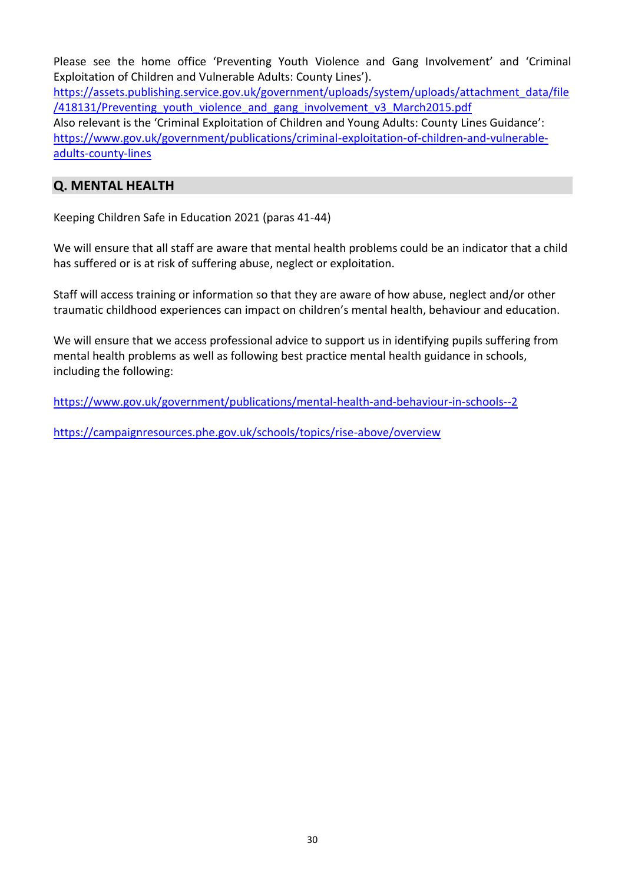Please see the home office 'Preventing Youth Violence and Gang Involvement' and 'Criminal Exploitation of Children and Vulnerable Adults: County Lines').
https://assets.publishing.service.gov.uk/government/uploads/system/uploads/attachment_data/file/418131/Preventing_youth_violence_and_gang_involvement_v3_March2015.pdf
Also relevant is the 'Criminal Exploitation of Children and Young Adults: County Lines Guidance':
https://www.gov.uk/government/publications/criminal-exploitation-of-children-and-vulnerable-adults-county-lines

## Q. MENTAL HEALTH

Keeping Children Safe in Education 2021 (paras 41-44)

We will ensure that all staff are aware that mental health problems could be an indicator that a child has suffered or is at risk of suffering abuse, neglect or exploitation.

Staff will access training or information so that they are aware of how abuse, neglect and/or other traumatic childhood experiences can impact on children's mental health, behaviour and education.

We will ensure that we access professional advice to support us in identifying pupils suffering from mental health problems as well as following best practice mental health guidance in schools, including the following:

https://www.gov.uk/government/publications/mental-health-and-behaviour-in-schools--2

https://campaignresources.phe.gov.uk/schools/topics/rise-above/overview